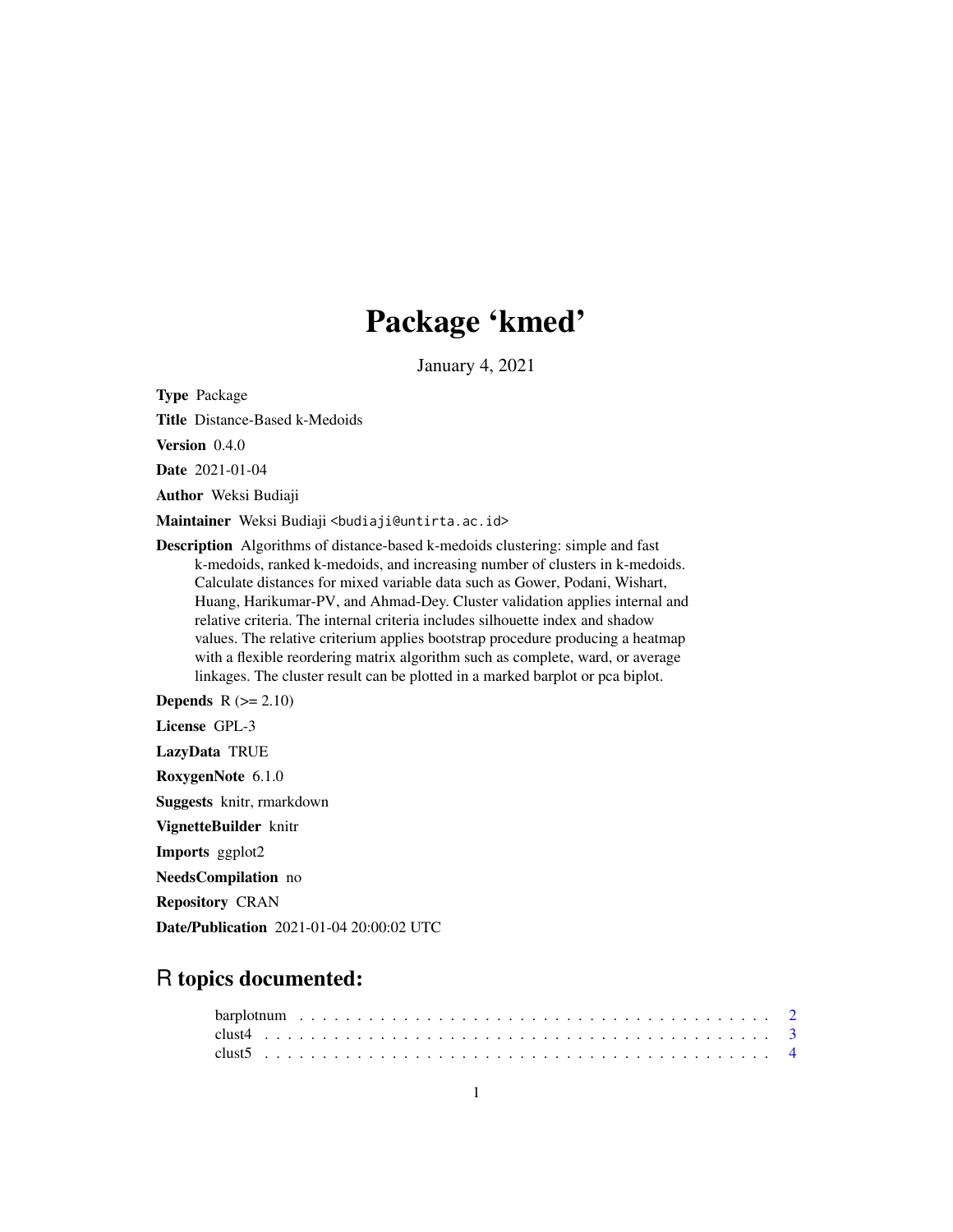# Package 'kmed'

January 4, 2021

**Type** Package

**Title** Distance-Based k-Medoids

**Version** 0.4.0

**Date** 2021-01-04

**Author** Weksi Budiaji

**Maintainer** Weksi Budiaji <budiaji@untirta.ac.id>

**Description** Algorithms of distance-based k-medoids clustering: simple and fast k-medoids, ranked k-medoids, and increasing number of clusters in k-medoids. Calculate distances for mixed variable data such as Gower, Podani, Wishart, Huang, Harikumar-PV, and Ahmad-Dey. Cluster validation applies internal and relative criteria. The internal criteria includes silhouette index and shadow values. The relative criterium applies bootstrap procedure producing a heatmap with a flexible reordering matrix algorithm such as complete, ward, or average linkages. The cluster result can be plotted in a marked barplot or pca biplot.

**Depends** R (>= 2.10)

**License** GPL-3

**LazyData** TRUE

**RoxygenNote** 6.1.0

**Suggests** knitr, rmarkdown

**VignetteBuilder** knitr

**Imports** ggplot2

**NeedsCompilation** no

**Repository** CRAN

**Date/Publication** 2021-01-04 20:00:02 UTC

## R topics documented:

barplotnum . . . . . . . . . . . . . . . . . . . . . . . . . . . . . . . . . . . . . . . . 2
clust4 . . . . . . . . . . . . . . . . . . . . . . . . . . . . . . . . . . . . . . . . 3
clust5 . . . . . . . . . . . . . . . . . . . . . . . . . . . . . . . . . . . . . . . . 4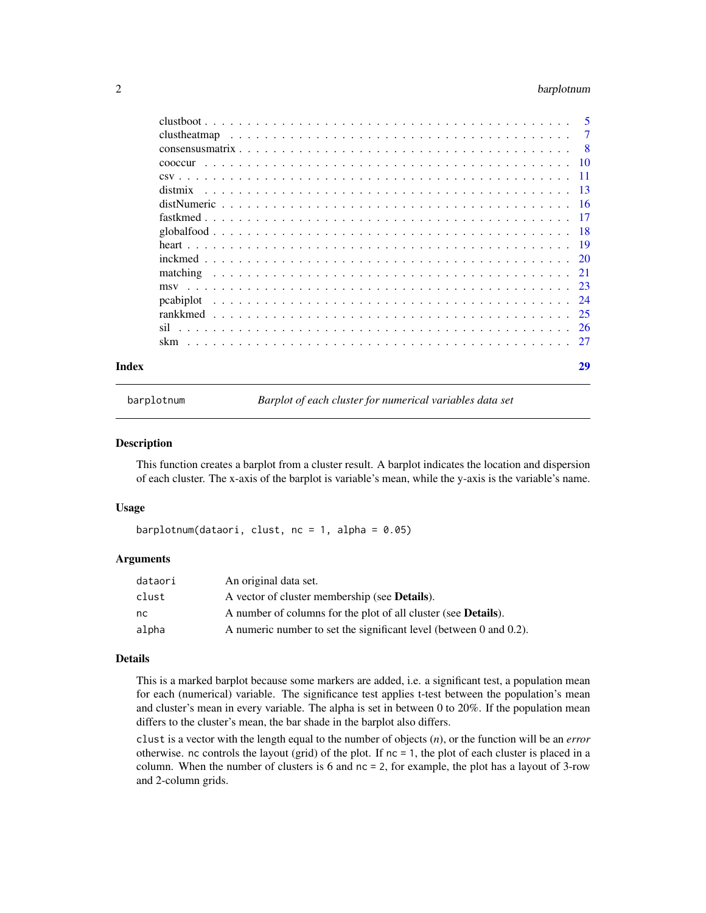| | |
|---|---|
| clustboot | 5 |
| clustheatmap | 7 |
| consensusmatrix | 8 |
| cooccur | 10 |
| csv | 11 |
| distmix | 13 |
| distNumeric | 16 |
| fastkmed | 17 |
| globalfood | 18 |
| heart | 19 |
| inckmed | 20 |
| matching | 21 |
| msv | 23 |
| pcabiplot | 24 |
| rankkmed | 25 |
| sil | 26 |
| skm | 27 |

**Index** **29**

---

`barplotnum` *Barplot of each cluster for numerical variables data set*

---

### Description

This function creates a barplot from a cluster result. A barplot indicates the location and dispersion of each cluster. The x-axis of the barplot is variable's mean, while the y-axis is the variable's name.

### Usage

```
barplotnum(dataori, clust, nc = 1, alpha = 0.05)
```

### Arguments

| | |
|---|---|
| `dataori` | An original data set. |
| `clust` | A vector of cluster membership (see **Details**). |
| `nc` | A number of columns for the plot of all cluster (see **Details**). |
| `alpha` | A numeric number to set the significant level (between 0 and 0.2). |

### Details

This is a marked barplot because some markers are added, i.e. a significant test, a population mean for each (numerical) variable. The significance test applies t-test between the population's mean and cluster's mean in every variable. The alpha is set in between 0 to 20%. If the population mean differs to the cluster's mean, the bar shade in the barplot also differs.

`clust` is a vector with the length equal to the number of objects ($n$), or the function will be an *error* otherwise. `nc` controls the layout (grid) of the plot. If `nc = 1`, the plot of each cluster is placed in a column. When the number of clusters is 6 and `nc = 2`, for example, the plot has a layout of 3-row and 2-column grids.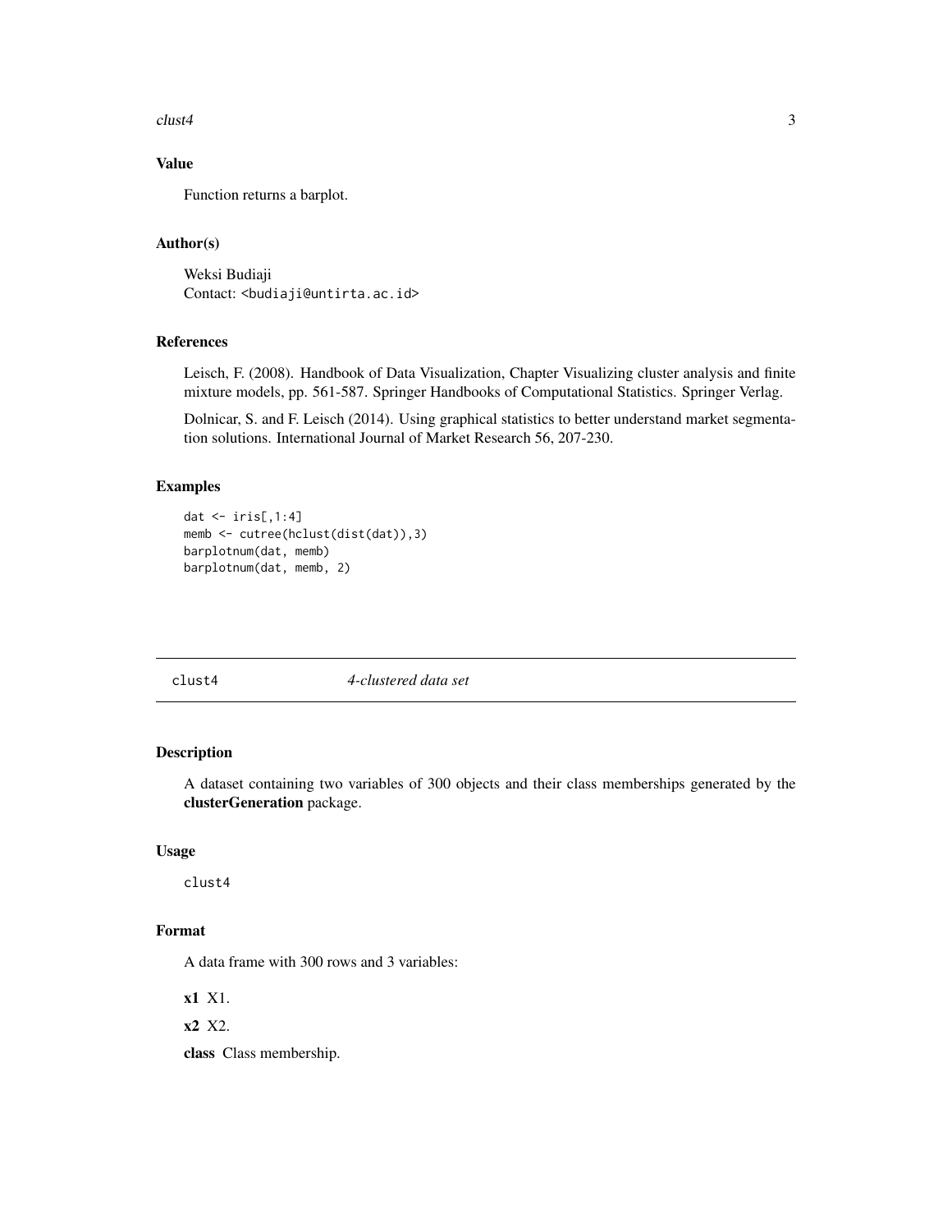### Value

Function returns a barplot.

### Author(s)

Weksi Budiaji
Contact: `<budiaji@untirta.ac.id>`

### References

Leisch, F. (2008). Handbook of Data Visualization, Chapter Visualizing cluster analysis and finite mixture models, pp. 561-587. Springer Handbooks of Computational Statistics. Springer Verlag.

Dolnicar, S. and F. Leisch (2014). Using graphical statistics to better understand market segmentation solutions. International Journal of Market Research 56, 207-230.

### Examples

```
dat <- iris[,1:4]
memb <- cutree(hclust(dist(dat)),3)
barplotnum(dat, memb)
barplotnum(dat, memb, 2)
```

---

## clust4 &nbsp;&nbsp;&nbsp;&nbsp;&nbsp; *4-clustered data set*

---

### Description

A dataset containing two variables of 300 objects and their class memberships generated by the **clusterGeneration** package.

### Usage

```
clust4
```

### Format

A data frame with 300 rows and 3 variables:

**x1** X1.

**x2** X2.

**class** Class membership.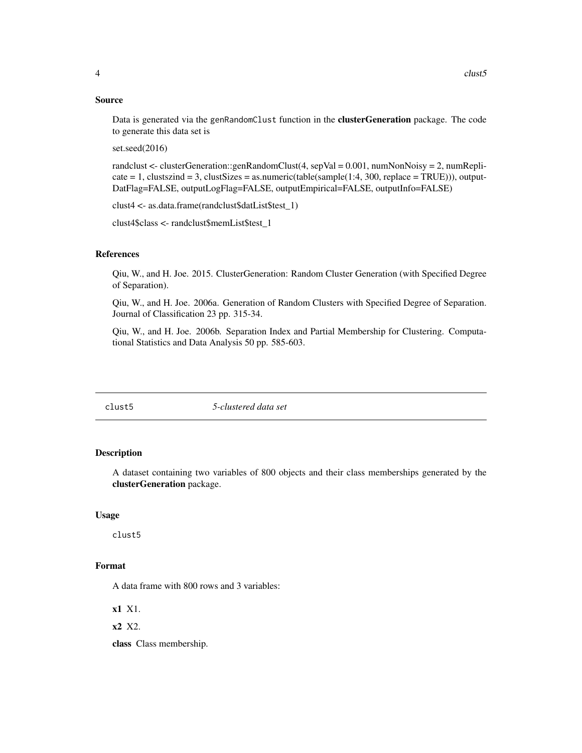### Source

Data is generated via the `genRandomClust` function in the **clusterGeneration** package. The code to generate this data set is

set.seed(2016)

randclust <- clusterGeneration::genRandomClust(4, sepVal = 0.001, numNonNoisy = 2, numReplicate = 1, clustszind = 3, clustSizes = as.numeric(table(sample(1:4, 300, replace = TRUE))), outputDatFlag=FALSE, outputLogFlag=FALSE, outputEmpirical=FALSE, outputInfo=FALSE)

clust4 <- as.data.frame(randclust$datList$test_1)

clust4$class <- randclust$memList$test_1

### References

Qiu, W., and H. Joe. 2015. ClusterGeneration: Random Cluster Generation (with Specified Degree of Separation).

Qiu, W., and H. Joe. 2006a. Generation of Random Clusters with Specified Degree of Separation. Journal of Classification 23 pp. 315-34.

Qiu, W., and H. Joe. 2006b. Separation Index and Partial Membership for Clustering. Computational Statistics and Data Analysis 50 pp. 585-603.

---

## clust5 — *5-clustered data set*

### Description

A dataset containing two variables of 800 objects and their class memberships generated by the **clusterGeneration** package.

### Usage

```
clust5
```

### Format

A data frame with 800 rows and 3 variables:

**x1** X1.

**x2** X2.

**class** Class membership.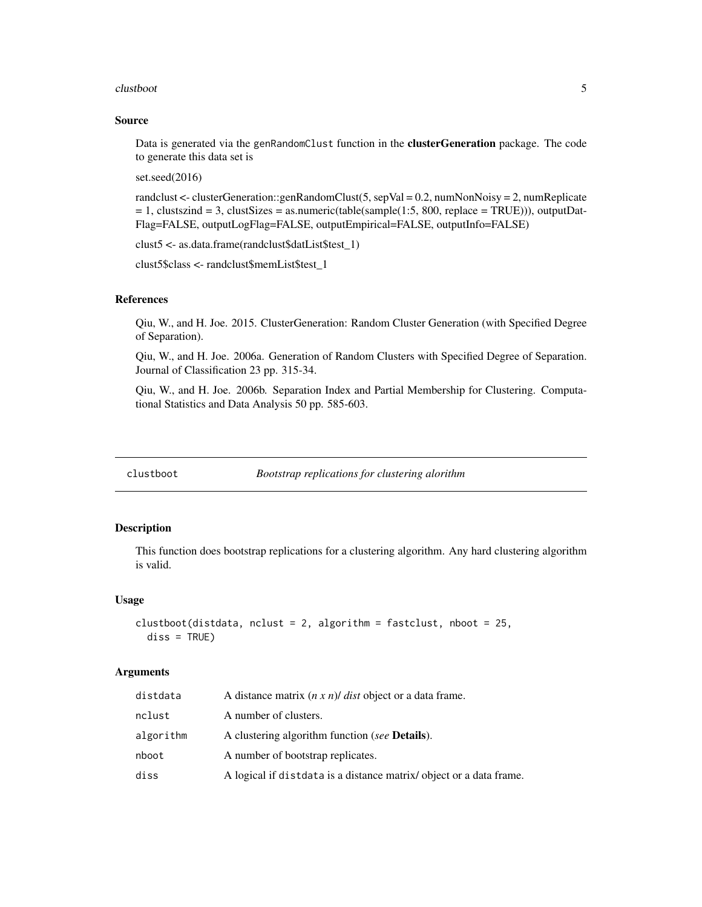### Source

Data is generated via the `genRandomClust` function in the **clusterGeneration** package. The code to generate this data set is

set.seed(2016)

randclust <- clusterGeneration::genRandomClust(5, sepVal = 0.2, numNonNoisy = 2, numReplicate = 1, clustszind = 3, clustSizes = as.numeric(table(sample(1:5, 800, replace = TRUE))), outputDatFlag=FALSE, outputLogFlag=FALSE, outputEmpirical=FALSE, outputInfo=FALSE)

clust5 <- as.data.frame(randclust$datList$test_1)

clust5$class <- randclust$memList$test_1

### References

Qiu, W., and H. Joe. 2015. ClusterGeneration: Random Cluster Generation (with Specified Degree of Separation).

Qiu, W., and H. Joe. 2006a. Generation of Random Clusters with Specified Degree of Separation. Journal of Classification 23 pp. 315-34.

Qiu, W., and H. Joe. 2006b. Separation Index and Partial Membership for Clustering. Computational Statistics and Data Analysis 50 pp. 585-603.

---

## clustboot — *Bootstrap replications for clustering alorithm*

### Description

This function does bootstrap replications for a clustering algorithm. Any hard clustering algorithm is valid.

### Usage

```
clustboot(distdata, nclust = 2, algorithm = fastclust, nboot = 25,
  diss = TRUE)
```

### Arguments

| | |
|---|---|
| `distdata` | A distance matrix (*n x n*)/ *dist* object or a data frame. |
| `nclust` | A number of clusters. |
| `algorithm` | A clustering algorithm function (*see* **Details**). |
| `nboot` | A number of bootstrap replicates. |
| `diss` | A logical if `distdata` is a distance matrix/ object or a data frame. |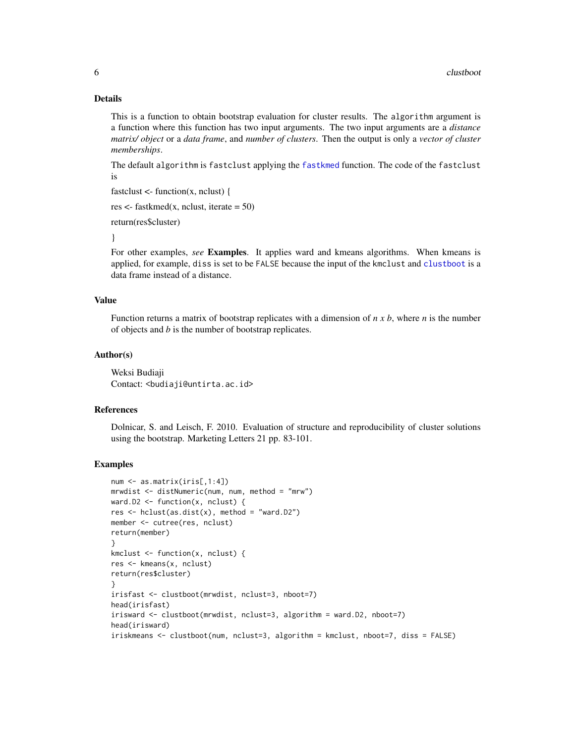## Details

This is a function to obtain bootstrap evaluation for cluster results. The `algorithm` argument is a function where this function has two input arguments. The two input arguments are a *distance matrix/ object* or a *data frame*, and *number of clusters*. Then the output is only a *vector of cluster memberships*.

The default `algorithm` is `fastclust` applying the `fastkmed` function. The code of the `fastclust` is

fastclust <- function(x, nclust) {

res <- fastkmed(x, nclust, iterate = 50)

return(res$cluster)

}

For other examples, *see* **Examples**. It applies ward and kmeans algorithms. When kmeans is applied, for example, `diss` is set to be `FALSE` because the input of the `kmclust` and `clustboot` is a data frame instead of a distance.

## Value

Function returns a matrix of bootstrap replicates with a dimension of *n x b*, where *n* is the number of objects and *b* is the number of bootstrap replicates.

## Author(s)

Weksi Budiaji
Contact: `<budiaji@untirta.ac.id>`

## References

Dolnicar, S. and Leisch, F. 2010. Evaluation of structure and reproducibility of cluster solutions using the bootstrap. Marketing Letters 21 pp. 83-101.

## Examples

```
num <- as.matrix(iris[,1:4])
mrwdist <- distNumeric(num, num, method = "mrw")
ward.D2 <- function(x, nclust) {
res <- hclust(as.dist(x), method = "ward.D2")
member <- cutree(res, nclust)
return(member)
}
kmclust <- function(x, nclust) {
res <- kmeans(x, nclust)
return(res$cluster)
}
irisfast <- clustboot(mrwdist, nclust=3, nboot=7)
head(irisfast)
irisward <- clustboot(mrwdist, nclust=3, algorithm = ward.D2, nboot=7)
head(irisward)
iriskmeans <- clustboot(num, nclust=3, algorithm = kmclust, nboot=7, diss = FALSE)
```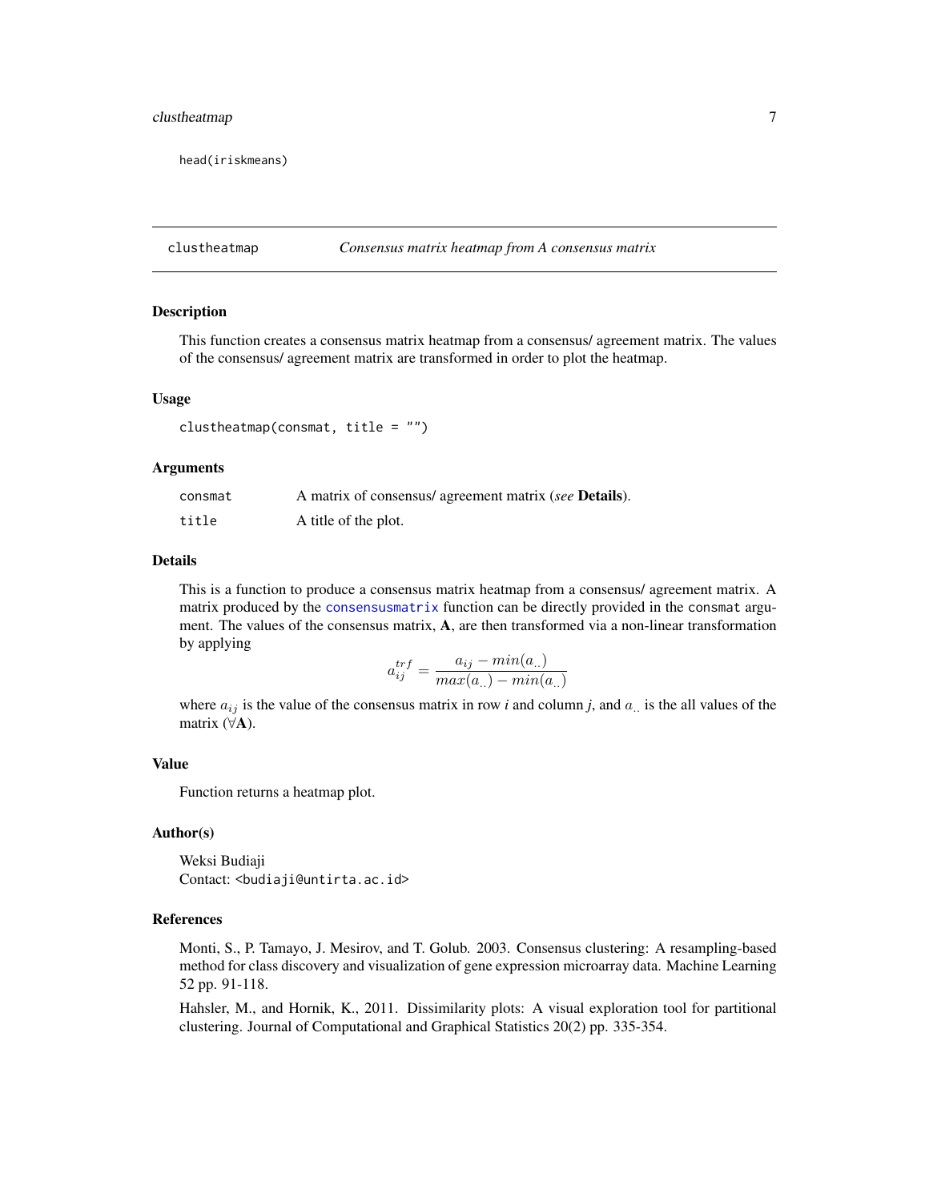```
head(iriskmeans)
```

---

## clustheatmap — *Consensus matrix heatmap from A consensus matrix*

### Description

This function creates a consensus matrix heatmap from a consensus/ agreement matrix. The values of the consensus/ agreement matrix are transformed in order to plot the heatmap.

### Usage

```
clustheatmap(consmat, title = "")
```

### Arguments

| | |
|---|---|
| `consmat` | A matrix of consensus/ agreement matrix (*see* **Details**). |
| `title` | A title of the plot. |

### Details

This is a function to produce a consensus matrix heatmap from a consensus/ agreement matrix. A matrix produced by the `consensusmatrix` function can be directly provided in the `consmat` argument. The values of the consensus matrix, **A**, are then transformed via a non-linear transformation by applying

$$a_{ij}^{trf} = \frac{a_{ij} - min(a_{..})}{max(a_{..}) - min(a_{..})}$$

where $a_{ij}$ is the value of the consensus matrix in row *i* and column *j*, and $a_{..}$ is the all values of the matrix ($\forall$**A**).

### Value

Function returns a heatmap plot.

### Author(s)

Weksi Budiaji
Contact: <budiaji@untirta.ac.id>

### References

Monti, S., P. Tamayo, J. Mesirov, and T. Golub. 2003. Consensus clustering: A resampling-based method for class discovery and visualization of gene expression microarray data. Machine Learning 52 pp. 91-118.

Hahsler, M., and Hornik, K., 2011. Dissimilarity plots: A visual exploration tool for partitional clustering. Journal of Computational and Graphical Statistics 20(2) pp. 335-354.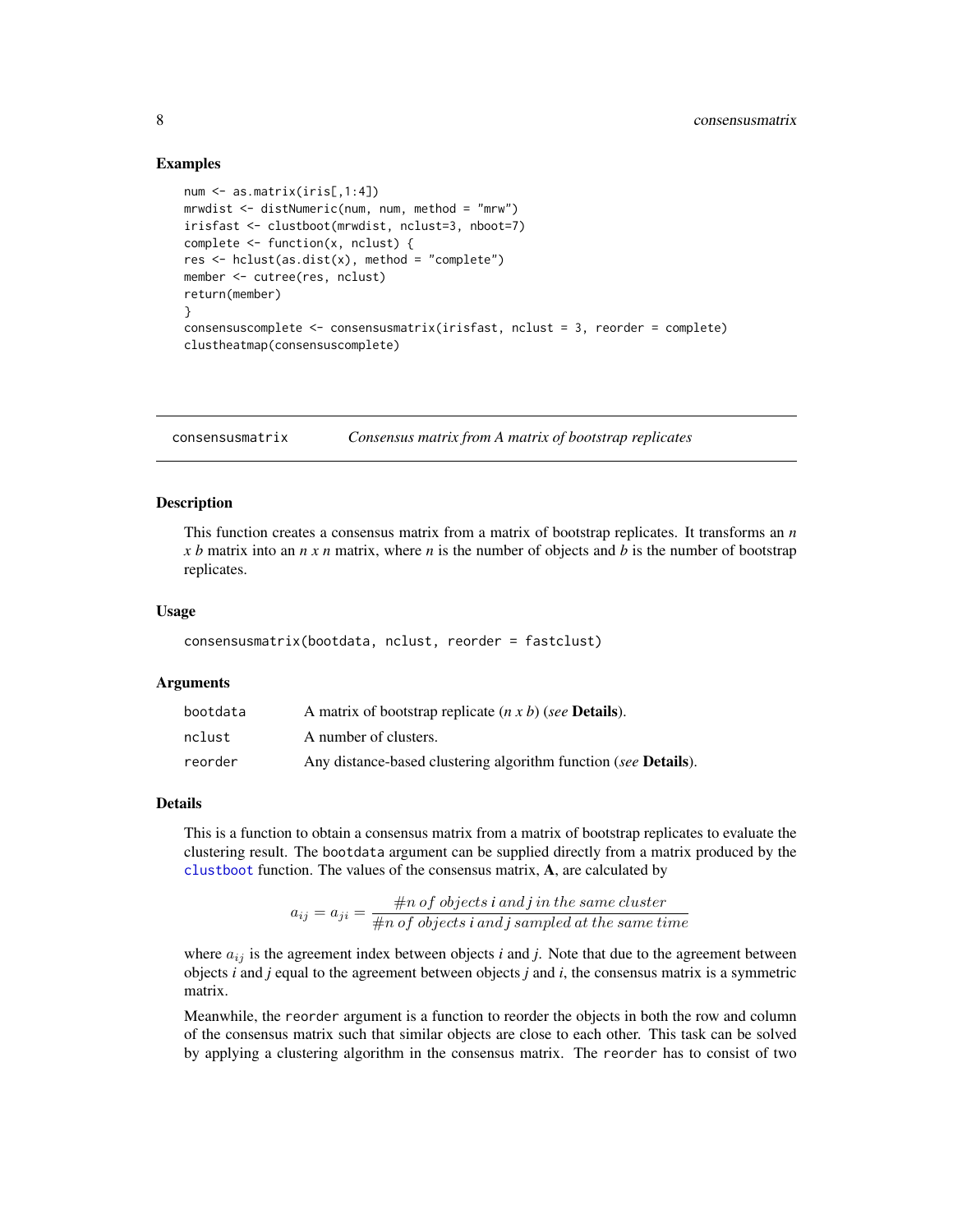## Examples

```
num <- as.matrix(iris[,1:4])
mrwdist <- distNumeric(num, num, method = "mrw")
irisfast <- clustboot(mrwdist, nclust=3, nboot=7)
complete <- function(x, nclust) {
res <- hclust(as.dist(x), method = "complete")
member <- cutree(res, nclust)
return(member)
}
consensuscomplete <- consensusmatrix(irisfast, nclust = 3, reorder = complete)
clustheatmap(consensuscomplete)
```

---

# consensusmatrix — *Consensus matrix from A matrix of bootstrap replicates*

---

## Description

This function creates a consensus matrix from a matrix of bootstrap replicates. It transforms an *n x b* matrix into an *n x n* matrix, where *n* is the number of objects and *b* is the number of bootstrap replicates.

## Usage

```
consensusmatrix(bootdata, nclust, reorder = fastclust)
```

## Arguments

| | |
|---|---|
| `bootdata` | A matrix of bootstrap replicate (*n x b*) (*see* **Details**). |
| `nclust` | A number of clusters. |
| `reorder` | Any distance-based clustering algorithm function (*see* **Details**). |

## Details

This is a function to obtain a consensus matrix from a matrix of bootstrap replicates to evaluate the clustering result. The `bootdata` argument can be supplied directly from a matrix produced by the `clustboot` function. The values of the consensus matrix, **A**, are calculated by

$$a_{ij} = a_{ji} = \frac{\#n\, of\, objects\, i\, and\, j\, in\, the\, same\, cluster}{\#n\, of\, objects\, i\, and\, j\, sampled\, at\, the\, same\, time}$$

where $a_{ij}$ is the agreement index between objects *i* and *j*. Note that due to the agreement between objects *i* and *j* equal to the agreement between objects *j* and *i*, the consensus matrix is a symmetric matrix.

Meanwhile, the `reorder` argument is a function to reorder the objects in both the row and column of the consensus matrix such that similar objects are close to each other. This task can be solved by applying a clustering algorithm in the consensus matrix. The `reorder` has to consist of two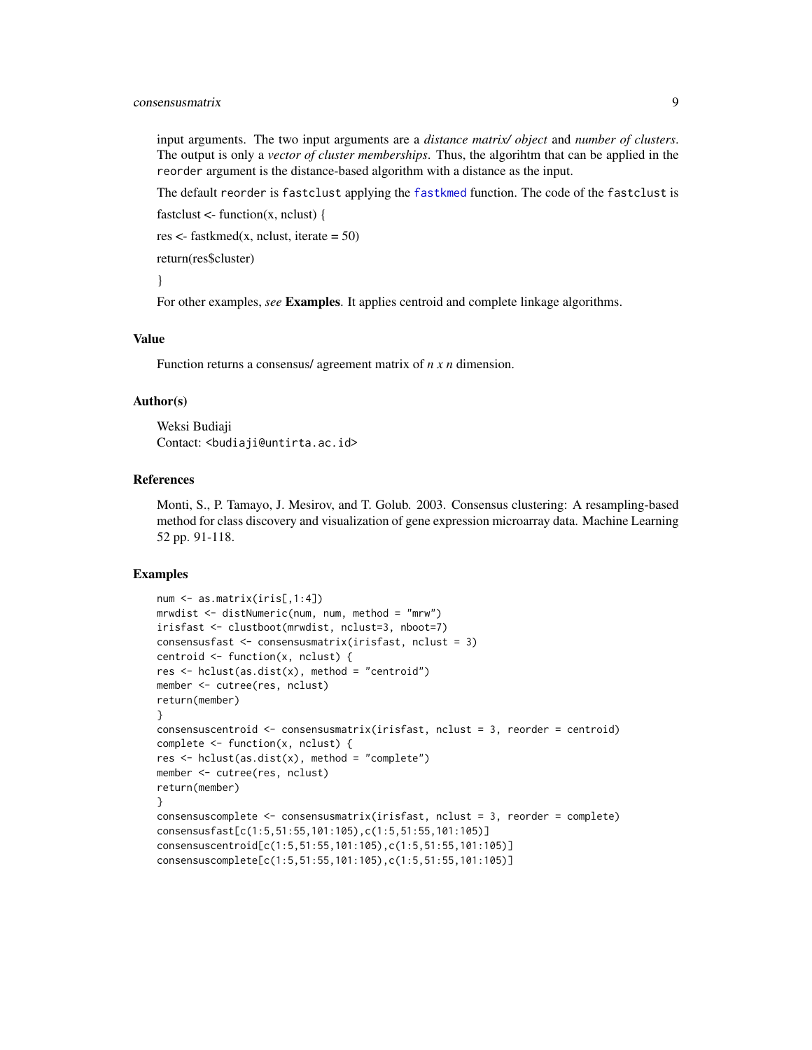input arguments. The two input arguments are a *distance matrix/ object* and *number of clusters*. The output is only a *vector of cluster memberships*. Thus, the algorihtm that can be applied in the `reorder` argument is the distance-based algorithm with a distance as the input.

The default `reorder` is `fastclust` applying the `fastkmed` function. The code of the `fastclust` is

fastclust <- function(x, nclust) {

res <- fastkmed(x, nclust, iterate = 50)

return(res$cluster)

}

For other examples, *see* **Examples**. It applies centroid and complete linkage algorithms.

## Value

Function returns a consensus/ agreement matrix of *n x n* dimension.

## Author(s)

Weksi Budiaji
Contact: `<budiaji@untirta.ac.id>`

## References

Monti, S., P. Tamayo, J. Mesirov, and T. Golub. 2003. Consensus clustering: A resampling-based method for class discovery and visualization of gene expression microarray data. Machine Learning 52 pp. 91-118.

## Examples

```
num <- as.matrix(iris[,1:4])
mrwdist <- distNumeric(num, num, method = "mrw")
irisfast <- clustboot(mrwdist, nclust=3, nboot=7)
consensusfast <- consensusmatrix(irisfast, nclust = 3)
centroid <- function(x, nclust) {
res <- hclust(as.dist(x), method = "centroid")
member <- cutree(res, nclust)
return(member)
}
consensuscentroid <- consensusmatrix(irisfast, nclust = 3, reorder = centroid)
complete <- function(x, nclust) {
res <- hclust(as.dist(x), method = "complete")
member <- cutree(res, nclust)
return(member)
}
consensuscomplete <- consensusmatrix(irisfast, nclust = 3, reorder = complete)
consensusfast[c(1:5,51:55,101:105),c(1:5,51:55,101:105)]
consensuscentroid[c(1:5,51:55,101:105),c(1:5,51:55,101:105)]
consensuscomplete[c(1:5,51:55,101:105),c(1:5,51:55,101:105)]
```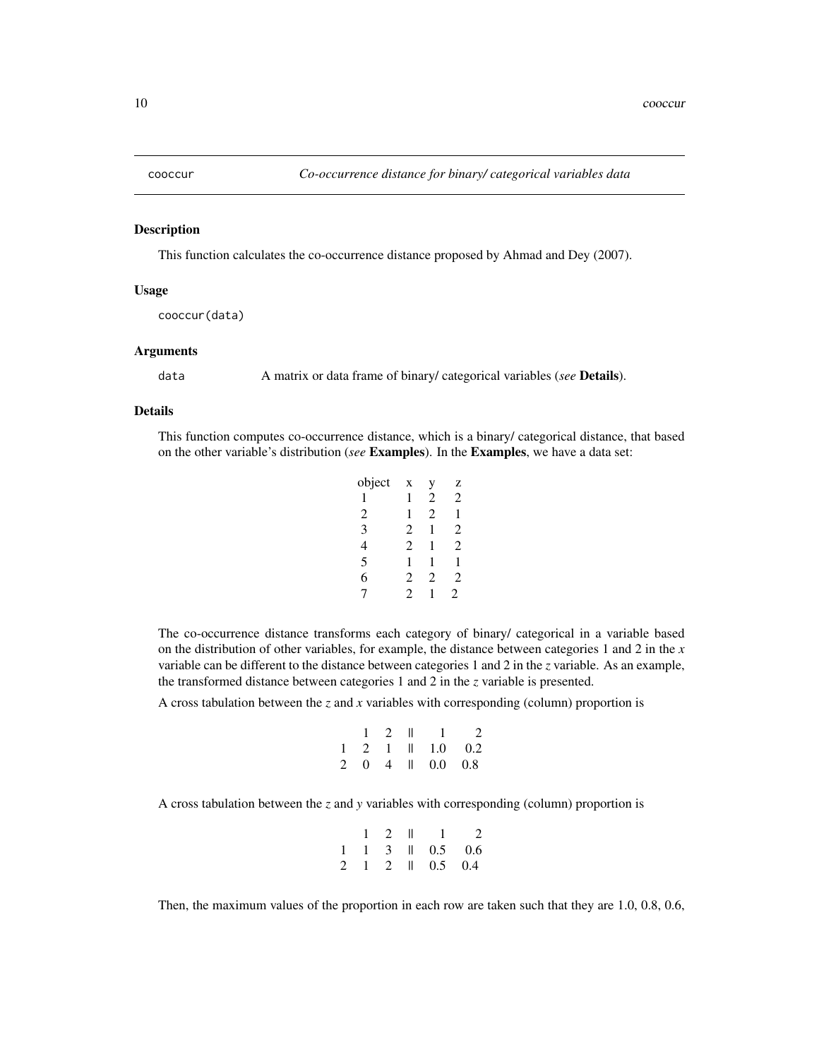## cooccur — *Co-occurrence distance for binary/ categorical variables data*

### Description

This function calculates the co-occurrence distance proposed by Ahmad and Dey (2007).

### Usage

```
cooccur(data)
```

### Arguments

| | |
|---|---|
| data | A matrix or data frame of binary/ categorical variables (*see* **Details**). |

### Details

This function computes co-occurrence distance, which is a binary/ categorical distance, that based on the other variable's distribution (*see* **Examples**). In the **Examples**, we have a data set:

| object | x | y | z |
|---|---|---|---|
| 1 | 1 | 2 | 2 |
| 2 | 1 | 2 | 1 |
| 3 | 2 | 1 | 2 |
| 4 | 2 | 1 | 2 |
| 5 | 1 | 1 | 1 |
| 6 | 2 | 2 | 2 |
| 7 | 2 | 1 | 2 |

The co-occurrence distance transforms each category of binary/ categorical in a variable based on the distribution of other variables, for example, the distance between categories 1 and 2 in the *x* variable can be different to the distance between categories 1 and 2 in the *z* variable. As an example, the transformed distance between categories 1 and 2 in the *z* variable is presented.

A cross tabulation between the *z* and *x* variables with corresponding (column) proportion is

| | 1 | 2 | ‖ | 1 | 2 |
|---|---|---|---|---|---|
| 1 | 2 | 1 | ‖ | 1.0 | 0.2 |
| 2 | 0 | 4 | ‖ | 0.0 | 0.8 |

A cross tabulation between the *z* and *y* variables with corresponding (column) proportion is

| | 1 | 2 | ‖ | 1 | 2 |
|---|---|---|---|---|---|
| 1 | 1 | 3 | ‖ | 0.5 | 0.6 |
| 2 | 1 | 2 | ‖ | 0.5 | 0.4 |

Then, the maximum values of the proportion in each row are taken such that they are 1.0, 0.8, 0.6,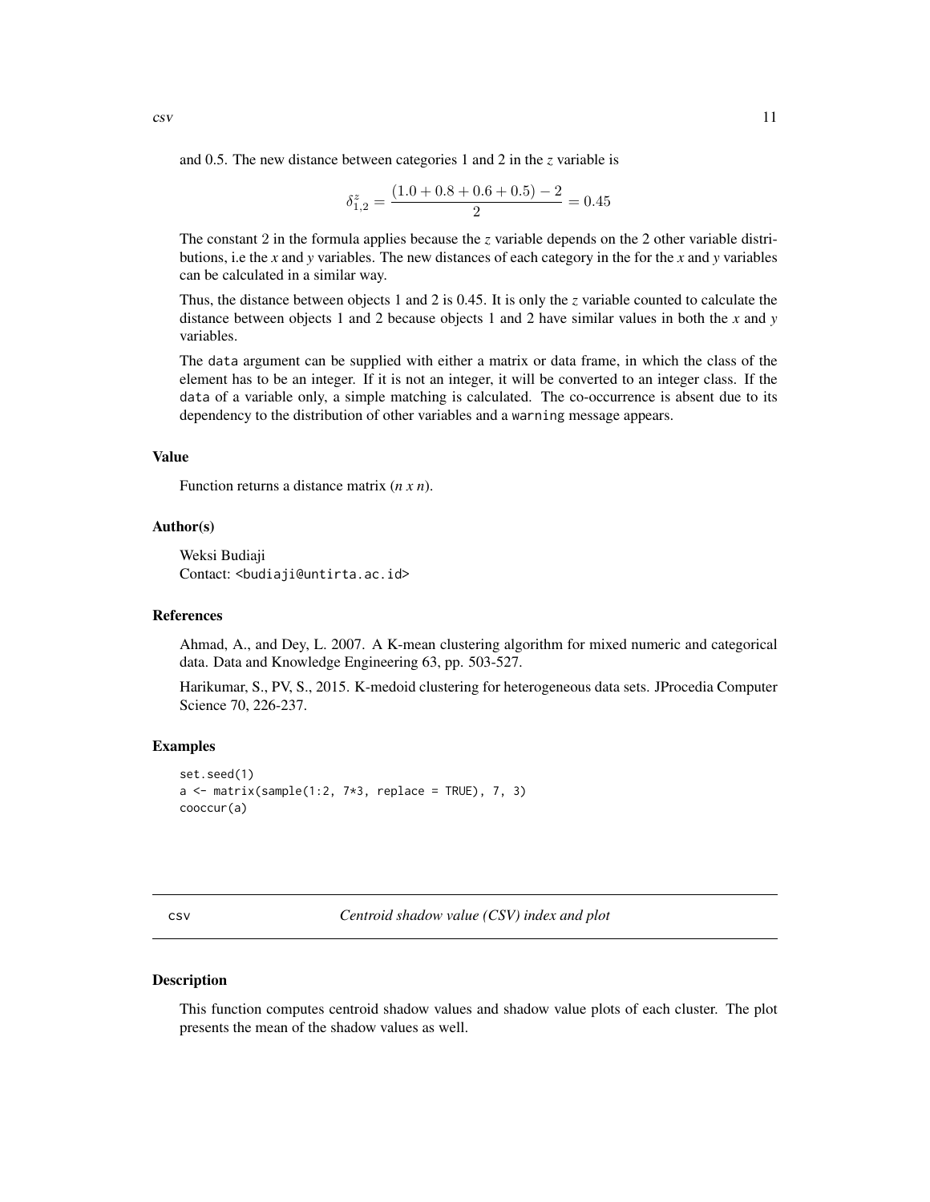and 0.5. The new distance between categories 1 and 2 in the *z* variable is

$$\delta^{z}_{1,2} = \frac{(1.0 + 0.8 + 0.6 + 0.5) - 2}{2} = 0.45$$

The constant 2 in the formula applies because the *z* variable depends on the 2 other variable distributions, i.e the *x* and *y* variables. The new distances of each category in the for the *x* and *y* variables can be calculated in a similar way.

Thus, the distance between objects 1 and 2 is 0.45. It is only the *z* variable counted to calculate the distance between objects 1 and 2 because objects 1 and 2 have similar values in both the *x* and *y* variables.

The `data` argument can be supplied with either a matrix or data frame, in which the class of the element has to be an integer. If it is not an integer, it will be converted to an integer class. If the `data` of a variable only, a simple matching is calculated. The co-occurrence is absent due to its dependency to the distribution of other variables and a `warning` message appears.

### Value

Function returns a distance matrix (*n x n*).

### Author(s)

Weksi Budiaji
Contact: <budiaji@untirta.ac.id>

### References

Ahmad, A., and Dey, L. 2007. A K-mean clustering algorithm for mixed numeric and categorical data. Data and Knowledge Engineering 63, pp. 503-527.

Harikumar, S., PV, S., 2015. K-medoid clustering for heterogeneous data sets. JProcedia Computer Science 70, 226-237.

### Examples

```
set.seed(1)
a <- matrix(sample(1:2, 7*3, replace = TRUE), 7, 3)
cooccur(a)
```

---

## csv — *Centroid shadow value (CSV) index and plot*

---

### Description

This function computes centroid shadow values and shadow value plots of each cluster. The plot presents the mean of the shadow values as well.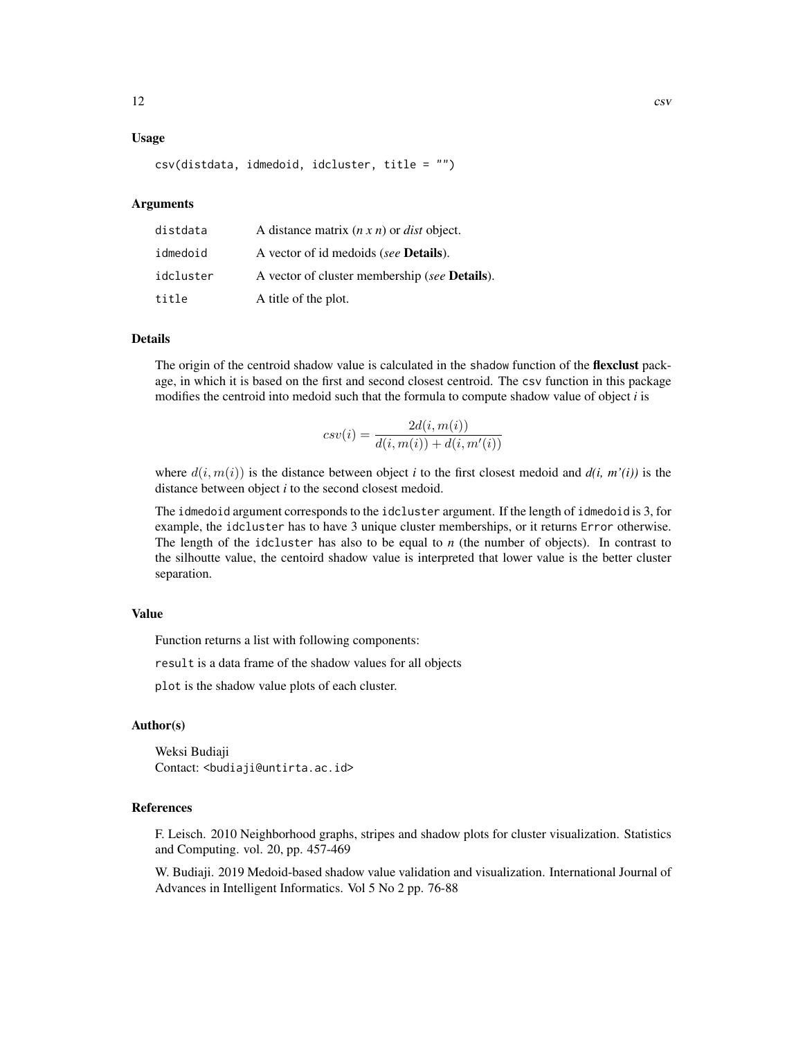## Usage

```
csv(distdata, idmedoid, idcluster, title = "")
```

## Arguments

| | |
|---|---|
| distdata | A distance matrix (*n x n*) or *dist* object. |
| idmedoid | A vector of id medoids (*see* **Details**). |
| idcluster | A vector of cluster membership (*see* **Details**). |
| title | A title of the plot. |

## Details

The origin of the centroid shadow value is calculated in the shadow function of the **flexclust** package, in which it is based on the first and second closest centroid. The csv function in this package modifies the centroid into medoid such that the formula to compute shadow value of object *i* is

$$csv(i) = \frac{2d(i, m(i))}{d(i, m(i)) + d(i, m'(i))}$$

where $d(i, m(i))$ is the distance between object *i* to the first closest medoid and $d(i, m'(i))$ is the distance between object *i* to the second closest medoid.

The idmedoid argument corresponds to the idcluster argument. If the length of idmedoid is 3, for example, the idcluster has to have 3 unique cluster memberships, or it returns Error otherwise. The length of the idcluster has also to be equal to *n* (the number of objects). In contrast to the silhoutte value, the centoird shadow value is interpreted that lower value is the better cluster separation.

## Value

Function returns a list with following components:

result is a data frame of the shadow values for all objects

plot is the shadow value plots of each cluster.

## Author(s)

Weksi Budiaji
Contact: <budiaji@untirta.ac.id>

## References

F. Leisch. 2010 Neighborhood graphs, stripes and shadow plots for cluster visualization. Statistics and Computing. vol. 20, pp. 457-469

W. Budiaji. 2019 Medoid-based shadow value validation and visualization. International Journal of Advances in Intelligent Informatics. Vol 5 No 2 pp. 76-88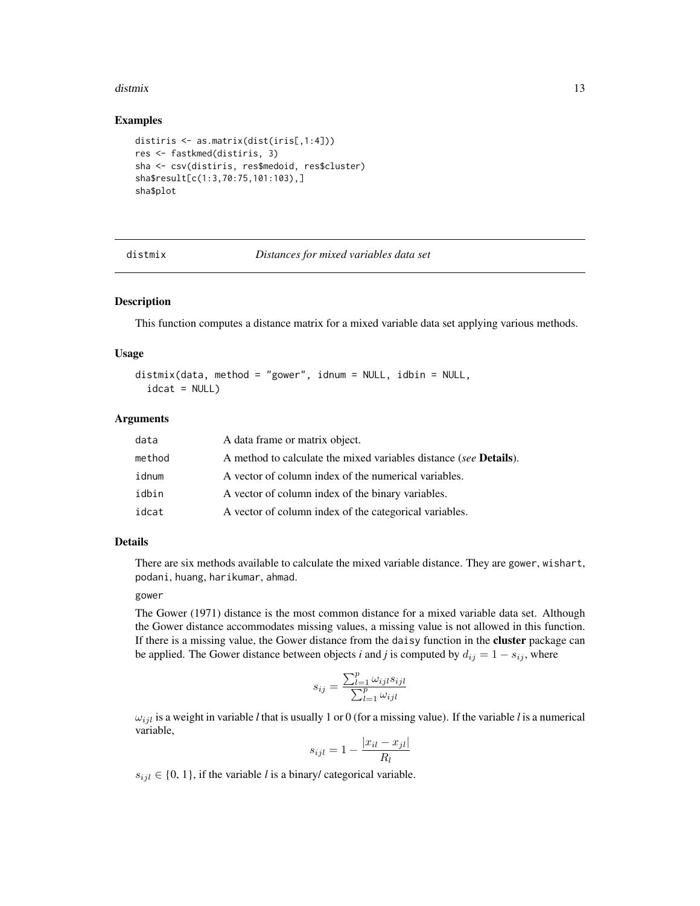## Examples

```
distiris <- as.matrix(dist(iris[,1:4]))
res <- fastkmed(distiris, 3)
sha <- csv(distiris, res$medoid, res$cluster)
sha$result[c(1:3,70:75,101:103),]
sha$plot
```

---

# distmix *Distances for mixed variables data set*

---

## Description

This function computes a distance matrix for a mixed variable data set applying various methods.

## Usage

```
distmix(data, method = "gower", idnum = NULL, idbin = NULL,
  idcat = NULL)
```

## Arguments

| | |
|---|---|
| data | A data frame or matrix object. |
| method | A method to calculate the mixed variables distance (*see* **Details**). |
| idnum | A vector of column index of the numerical variables. |
| idbin | A vector of column index of the binary variables. |
| idcat | A vector of column index of the categorical variables. |

## Details

There are six methods available to calculate the mixed variable distance. They are gower, wishart, podani, huang, harikumar, ahmad.

gower

The Gower (1971) distance is the most common distance for a mixed variable data set. Although the Gower distance accommodates missing values, a missing value is not allowed in this function. If there is a missing value, the Gower distance from the daisy function in the **cluster** package can be applied. The Gower distance between objects *i* and *j* is computed by $d_{ij} = 1 - s_{ij}$, where

$$s_{ij} = \frac{\sum_{l=1}^{p} \omega_{ijl} s_{ijl}}{\sum_{l=1}^{p} \omega_{ijl}}$$

$\omega_{ijl}$ is a weight in variable *l* that is usually 1 or 0 (for a missing value). If the variable *l* is a numerical variable,

$$s_{ijl} = 1 - \frac{|x_{il} - x_{jl}|}{R_l}$$

$s_{ijl} \in \{0, 1\}$, if the variable *l* is a binary/ categorical variable.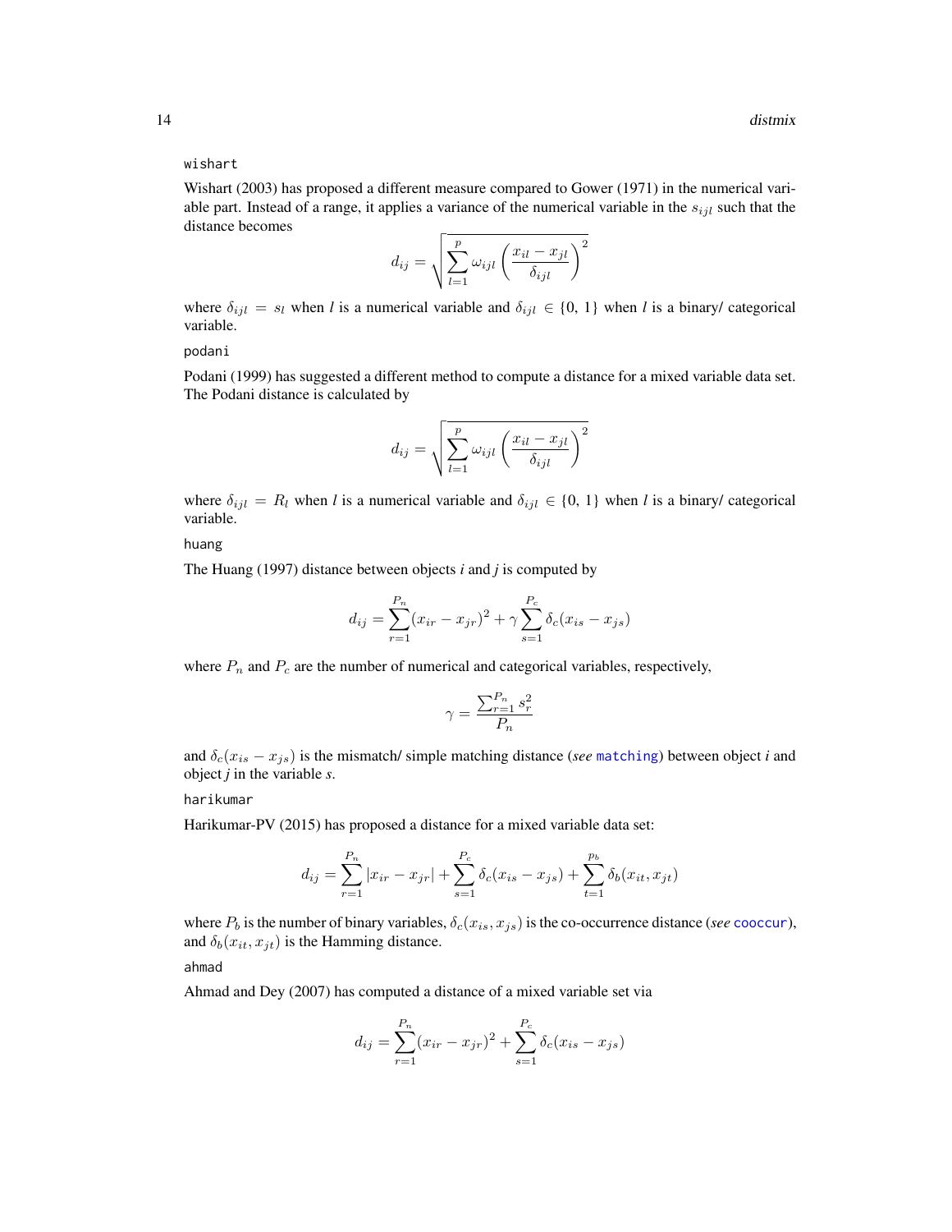`wishart`

Wishart (2003) has proposed a different measure compared to Gower (1971) in the numerical variable part. Instead of a range, it applies a variance of the numerical variable in the $s_{ijl}$ such that the distance becomes

$$d_{ij} = \sqrt{\sum_{l=1}^{p} \omega_{ijl} \left( \frac{x_{il} - x_{jl}}{\delta_{ijl}} \right)^2}$$

where $\delta_{ijl} = s_l$ when *l* is a numerical variable and $\delta_{ijl} \in \{0, 1\}$ when *l* is a binary/ categorical variable.

`podani`

Podani (1999) has suggested a different method to compute a distance for a mixed variable data set. The Podani distance is calculated by

$$d_{ij} = \sqrt{\sum_{l=1}^{p} \omega_{ijl} \left( \frac{x_{il} - x_{jl}}{\delta_{ijl}} \right)^2}$$

where $\delta_{ijl} = R_l$ when *l* is a numerical variable and $\delta_{ijl} \in \{0, 1\}$ when *l* is a binary/ categorical variable.

`huang`

The Huang (1997) distance between objects *i* and *j* is computed by

$$d_{ij} = \sum_{r=1}^{P_n} (x_{ir} - x_{jr})^2 + \gamma \sum_{s=1}^{P_c} \delta_c(x_{is} - x_{js})$$

where $P_n$ and $P_c$ are the number of numerical and categorical variables, respectively,

$$\gamma = \frac{\sum_{r=1}^{P_n} s_r^2}{P_n}$$

and $\delta_c(x_{is} - x_{js})$ is the mismatch/ simple matching distance (*see* `matching`) between object *i* and object *j* in the variable *s*.

`harikumar`

Harikumar-PV (2015) has proposed a distance for a mixed variable data set:

$$d_{ij} = \sum_{r=1}^{P_n} |x_{ir} - x_{jr}| + \sum_{s=1}^{P_c} \delta_c(x_{is} - x_{js}) + \sum_{t=1}^{p_b} \delta_b(x_{it}, x_{jt})$$

where $P_b$ is the number of binary variables, $\delta_c(x_{is}, x_{js})$ is the co-occurrence distance (*see* `cooccur`), and $\delta_b(x_{it}, x_{jt})$ is the Hamming distance.

`ahmad`

Ahmad and Dey (2007) has computed a distance of a mixed variable set via

$$d_{ij} = \sum_{r=1}^{P_n} (x_{ir} - x_{jr})^2 + \sum_{s=1}^{P_c} \delta_c(x_{is} - x_{js})$$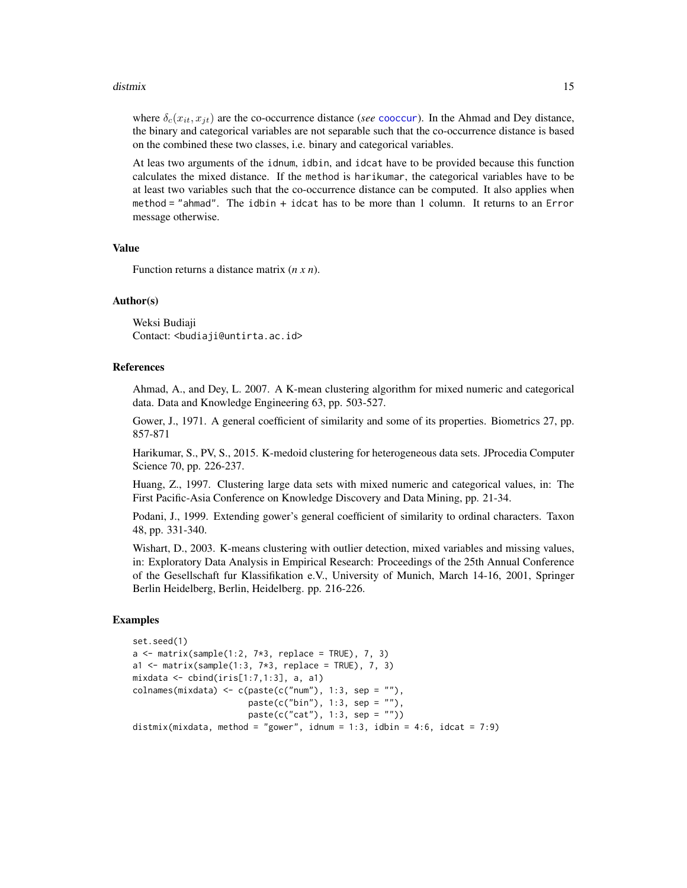where $\delta_c(x_{it}, x_{jt})$ are the co-occurrence distance (*see* `cooccur`). In the Ahmad and Dey distance, the binary and categorical variables are not separable such that the co-occurrence distance is based on the combined these two classes, i.e. binary and categorical variables.

At leas two arguments of the `idnum`, `idbin`, and `idcat` have to be provided because this function calculates the mixed distance. If the `method` is `harikumar`, the categorical variables have to be at least two variables such that the co-occurrence distance can be computed. It also applies when `method = "ahmad"`. The `idbin + idcat` has to be more than 1 column. It returns to an `Error` message otherwise.

### Value

Function returns a distance matrix (*n x n*).

### Author(s)

Weksi Budiaji
Contact: <budiaji@untirta.ac.id>

### References

Ahmad, A., and Dey, L. 2007. A K-mean clustering algorithm for mixed numeric and categorical data. Data and Knowledge Engineering 63, pp. 503-527.

Gower, J., 1971. A general coefficient of similarity and some of its properties. Biometrics 27, pp. 857-871

Harikumar, S., PV, S., 2015. K-medoid clustering for heterogeneous data sets. JProcedia Computer Science 70, pp. 226-237.

Huang, Z., 1997. Clustering large data sets with mixed numeric and categorical values, in: The First Pacific-Asia Conference on Knowledge Discovery and Data Mining, pp. 21-34.

Podani, J., 1999. Extending gower's general coefficient of similarity to ordinal characters. Taxon 48, pp. 331-340.

Wishart, D., 2003. K-means clustering with outlier detection, mixed variables and missing values, in: Exploratory Data Analysis in Empirical Research: Proceedings of the 25th Annual Conference of the Gesellschaft fur Klassifikation e.V., University of Munich, March 14-16, 2001, Springer Berlin Heidelberg, Berlin, Heidelberg. pp. 216-226.

### Examples

```
set.seed(1)
a <- matrix(sample(1:2, 7*3, replace = TRUE), 7, 3)
a1 <- matrix(sample(1:3, 7*3, replace = TRUE), 7, 3)
mixdata <- cbind(iris[1:7,1:3], a, a1)
colnames(mixdata) <- c(paste(c("num"), 1:3, sep = ""),
                       paste(c("bin"), 1:3, sep = ""),
                       paste(c("cat"), 1:3, sep = ""))
distmix(mixdata, method = "gower", idnum = 1:3, idbin = 4:6, idcat = 7:9)
```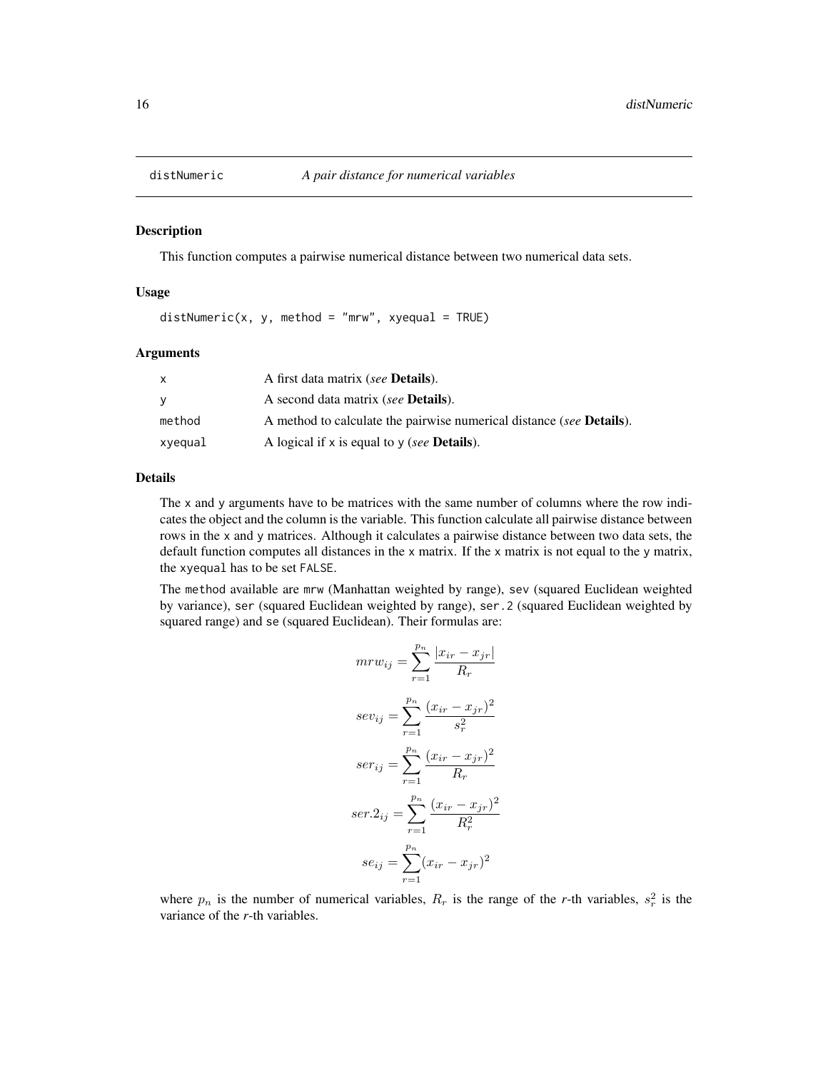# distNumeric — *A pair distance for numerical variables*

## Description

This function computes a pairwise numerical distance between two numerical data sets.

## Usage

```
distNumeric(x, y, method = "mrw", xyequal = TRUE)
```

## Arguments

| | |
|---|---|
| x | A first data matrix (*see* **Details**). |
| y | A second data matrix (*see* **Details**). |
| method | A method to calculate the pairwise numerical distance (*see* **Details**). |
| xyequal | A logical if x is equal to y (*see* **Details**). |

## Details

The x and y arguments have to be matrices with the same number of columns where the row indicates the object and the column is the variable. This function calculate all pairwise distance between rows in the x and y matrices. Although it calculates a pairwise distance between two data sets, the default function computes all distances in the x matrix. If the x matrix is not equal to the y matrix, the xyequal has to be set FALSE.

The method available are mrw (Manhattan weighted by range), sev (squared Euclidean weighted by variance), ser (squared Euclidean weighted by range), ser.2 (squared Euclidean weighted by squared range) and se (squared Euclidean). Their formulas are:

$$mrw_{ij} = \sum_{r=1}^{p_n} \frac{|x_{ir} - x_{jr}|}{R_r}$$

$$sev_{ij} = \sum_{r=1}^{p_n} \frac{(x_{ir} - x_{jr})^2}{s_r^2}$$

$$ser_{ij} = \sum_{r=1}^{p_n} \frac{(x_{ir} - x_{jr})^2}{R_r}$$

$$ser.2_{ij} = \sum_{r=1}^{p_n} \frac{(x_{ir} - x_{jr})^2}{R_r^2}$$

$$se_{ij} = \sum_{r=1}^{p_n} (x_{ir} - x_{jr})^2$$

where $p_n$ is the number of numerical variables, $R_r$ is the range of the *r*-th variables, $s_r^2$ is the variance of the *r*-th variables.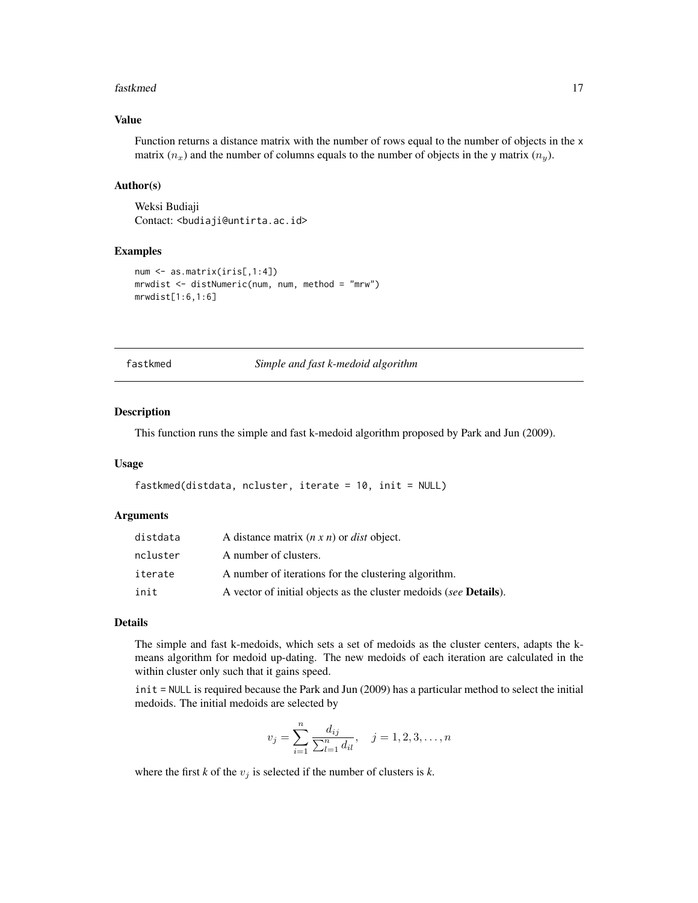### Value

Function returns a distance matrix with the number of rows equal to the number of objects in the x matrix ($n_x$) and the number of columns equals to the number of objects in the y matrix ($n_y$).

### Author(s)

Weksi Budiaji
Contact: <budiaji@untirta.ac.id>

### Examples

```
num <- as.matrix(iris[,1:4])
mrwdist <- distNumeric(num, num, method = "mrw")
mrwdist[1:6,1:6]
```

---

## fastkmed — *Simple and fast k-medoid algorithm*

---

### Description

This function runs the simple and fast k-medoid algorithm proposed by Park and Jun (2009).

### Usage

```
fastkmed(distdata, ncluster, iterate = 10, init = NULL)
```

### Arguments

| | |
|---|---|
| distdata | A distance matrix (*n x n*) or *dist* object. |
| ncluster | A number of clusters. |
| iterate | A number of iterations for the clustering algorithm. |
| init | A vector of initial objects as the cluster medoids (*see* **Details**). |

### Details

The simple and fast k-medoids, which sets a set of medoids as the cluster centers, adapts the k-means algorithm for medoid up-dating. The new medoids of each iteration are calculated in the within cluster only such that it gains speed.

init = NULL is required because the Park and Jun (2009) has a particular method to select the initial medoids. The initial medoids are selected by

$$v_j = \sum_{i=1}^{n} \frac{d_{ij}}{\sum_{l=1}^{n} d_{il}}, \quad j = 1, 2, 3, \ldots, n$$

where the first *k* of the $v_j$ is selected if the number of clusters is *k*.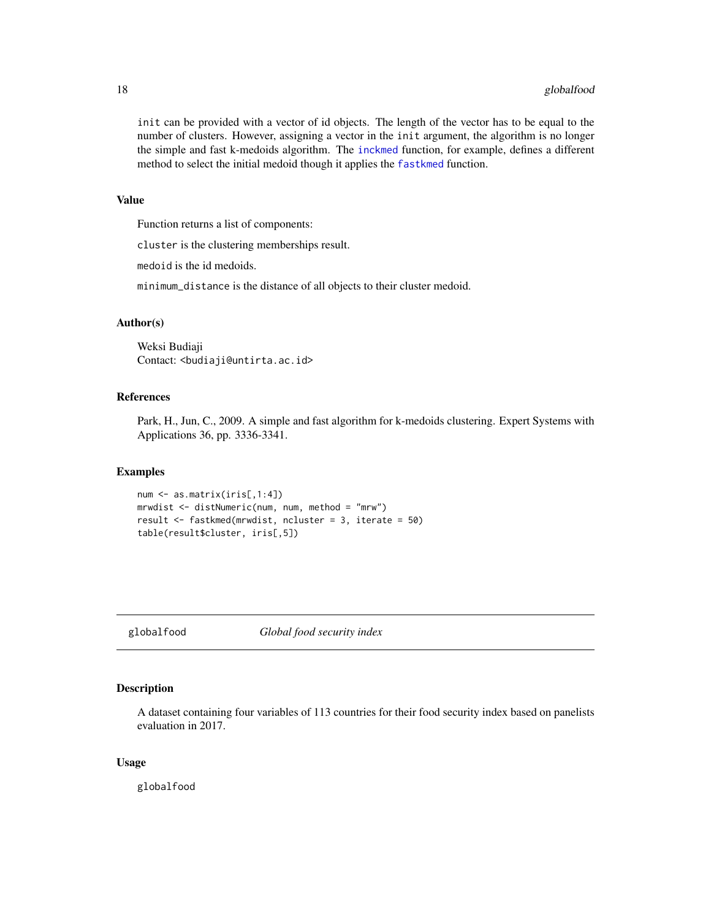`init` can be provided with a vector of id objects. The length of the vector has to be equal to the number of clusters. However, assigning a vector in the `init` argument, the algorithm is no longer the simple and fast k-medoids algorithm. The `inckmed` function, for example, defines a different method to select the initial medoid though it applies the `fastkmed` function.

### Value

Function returns a list of components:

`cluster` is the clustering memberships result.

`medoid` is the id medoids.

`minimum_distance` is the distance of all objects to their cluster medoid.

### Author(s)

Weksi Budiaji  
Contact: <budiaji@untirta.ac.id>

### References

Park, H., Jun, C., 2009. A simple and fast algorithm for k-medoids clustering. Expert Systems with Applications 36, pp. 3336-3341.

### Examples

```
num <- as.matrix(iris[,1:4])
mrwdist <- distNumeric(num, num, method = "mrw")
result <- fastkmed(mrwdist, ncluster = 3, iterate = 50)
table(result$cluster, iris[,5])
```

---

## globalfood    *Global food security index*

---

### Description

A dataset containing four variables of 113 countries for their food security index based on panelists evaluation in 2017.

### Usage

```
globalfood
```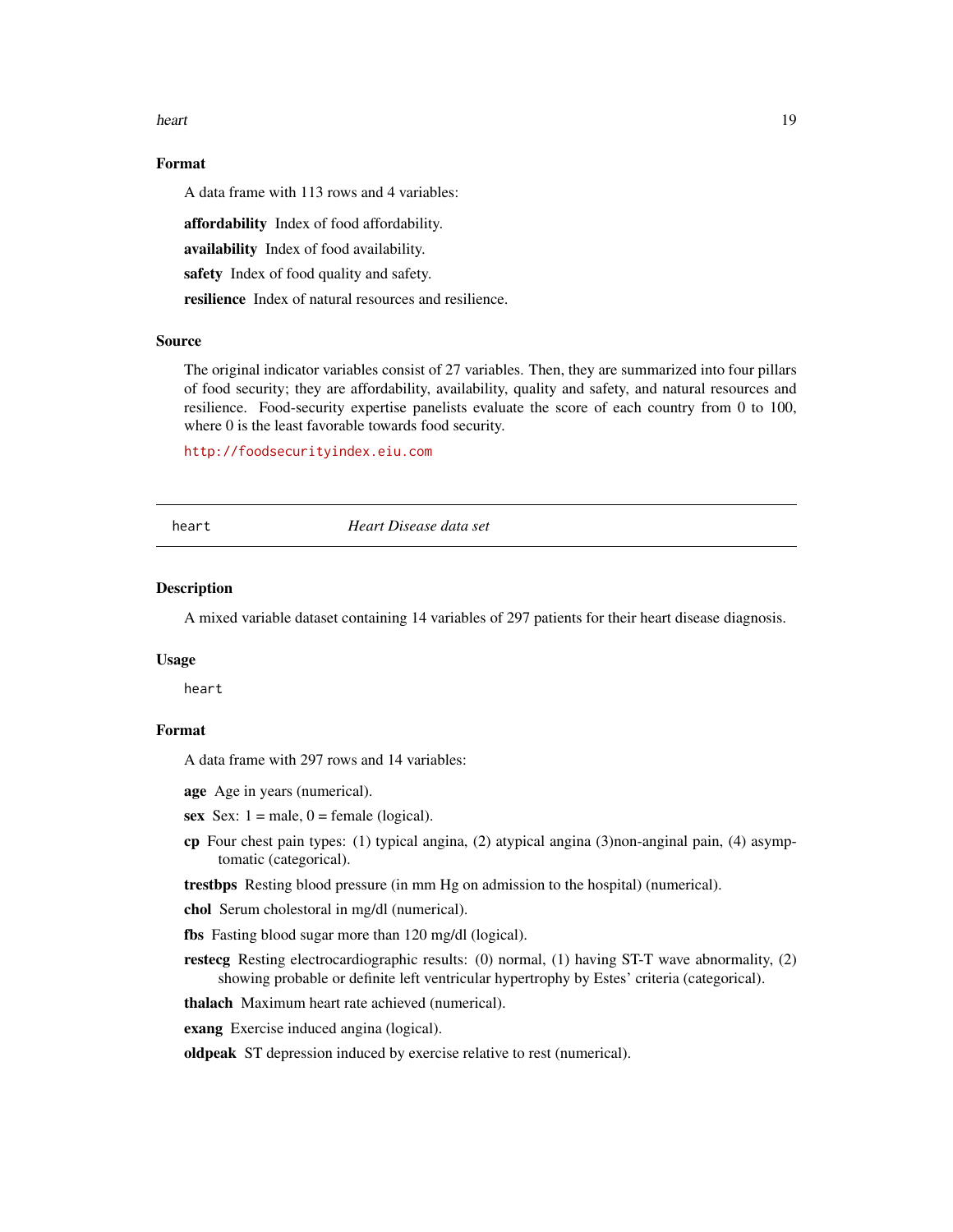### Format

A data frame with 113 rows and 4 variables:

**affordability** Index of food affordability.

**availability** Index of food availability.

**safety** Index of food quality and safety.

**resilience** Index of natural resources and resilience.

### Source

The original indicator variables consist of 27 variables. Then, they are summarized into four pillars of food security; they are affordability, availability, quality and safety, and natural resources and resilience. Food-security expertise panelists evaluate the score of each country from 0 to 100, where 0 is the least favorable towards food security.

http://foodsecurityindex.eiu.com

---

## heart — *Heart Disease data set*

---

### Description

A mixed variable dataset containing 14 variables of 297 patients for their heart disease diagnosis.

### Usage

```
heart
```

### Format

A data frame with 297 rows and 14 variables:

**age** Age in years (numerical).

**sex** Sex: 1 = male, 0 = female (logical).

**cp** Four chest pain types: (1) typical angina, (2) atypical angina (3)non-anginal pain, (4) asymptomatic (categorical).

**trestbps** Resting blood pressure (in mm Hg on admission to the hospital) (numerical).

**chol** Serum cholestoral in mg/dl (numerical).

**fbs** Fasting blood sugar more than 120 mg/dl (logical).

**restecg** Resting electrocardiographic results: (0) normal, (1) having ST-T wave abnormality, (2) showing probable or definite left ventricular hypertrophy by Estes' criteria (categorical).

**thalach** Maximum heart rate achieved (numerical).

**exang** Exercise induced angina (logical).

**oldpeak** ST depression induced by exercise relative to rest (numerical).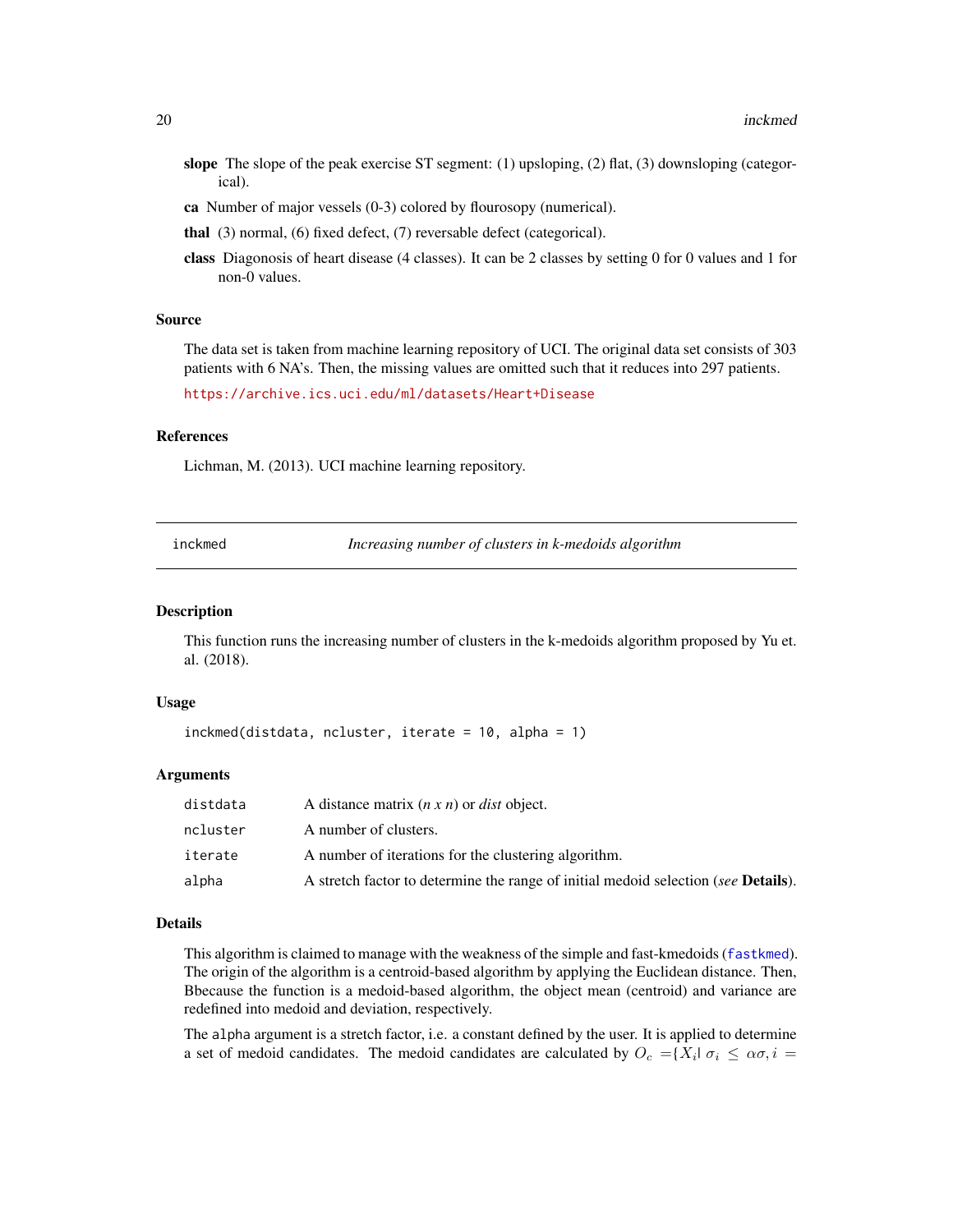**slope** The slope of the peak exercise ST segment: (1) upsloping, (2) flat, (3) downsloping (categorical).

**ca** Number of major vessels (0-3) colored by flourosopy (numerical).

**thal** (3) normal, (6) fixed defect, (7) reversable defect (categorical).

**class** Diagonosis of heart disease (4 classes). It can be 2 classes by setting 0 for 0 values and 1 for non-0 values.

### Source

The data set is taken from machine learning repository of UCI. The original data set consists of 303 patients with 6 NA's. Then, the missing values are omitted such that it reduces into 297 patients.

https://archive.ics.uci.edu/ml/datasets/Heart+Disease

### References

Lichman, M. (2013). UCI machine learning repository.

---

## inckmed — *Increasing number of clusters in k-medoids algorithm*

### Description

This function runs the increasing number of clusters in the k-medoids algorithm proposed by Yu et. al. (2018).

### Usage

```
inckmed(distdata, ncluster, iterate = 10, alpha = 1)
```

### Arguments

| | |
|---|---|
| `distdata` | A distance matrix (*n x n*) or *dist* object. |
| `ncluster` | A number of clusters. |
| `iterate` | A number of iterations for the clustering algorithm. |
| `alpha` | A stretch factor to determine the range of initial medoid selection (*see* **Details**). |

### Details

This algorithm is claimed to manage with the weakness of the simple and fast-kmedoids (`fastkmed`). The origin of the algorithm is a centroid-based algorithm by applying the Euclidean distance. Then, Bbecause the function is a medoid-based algorithm, the object mean (centroid) and variance are redefined into medoid and deviation, respectively.

The `alpha` argument is a stretch factor, i.e. a constant defined by the user. It is applied to determine a set of medoid candidates. The medoid candidates are calculated by $O_c = \{X_i | \sigma_i \leq \alpha\sigma, i =$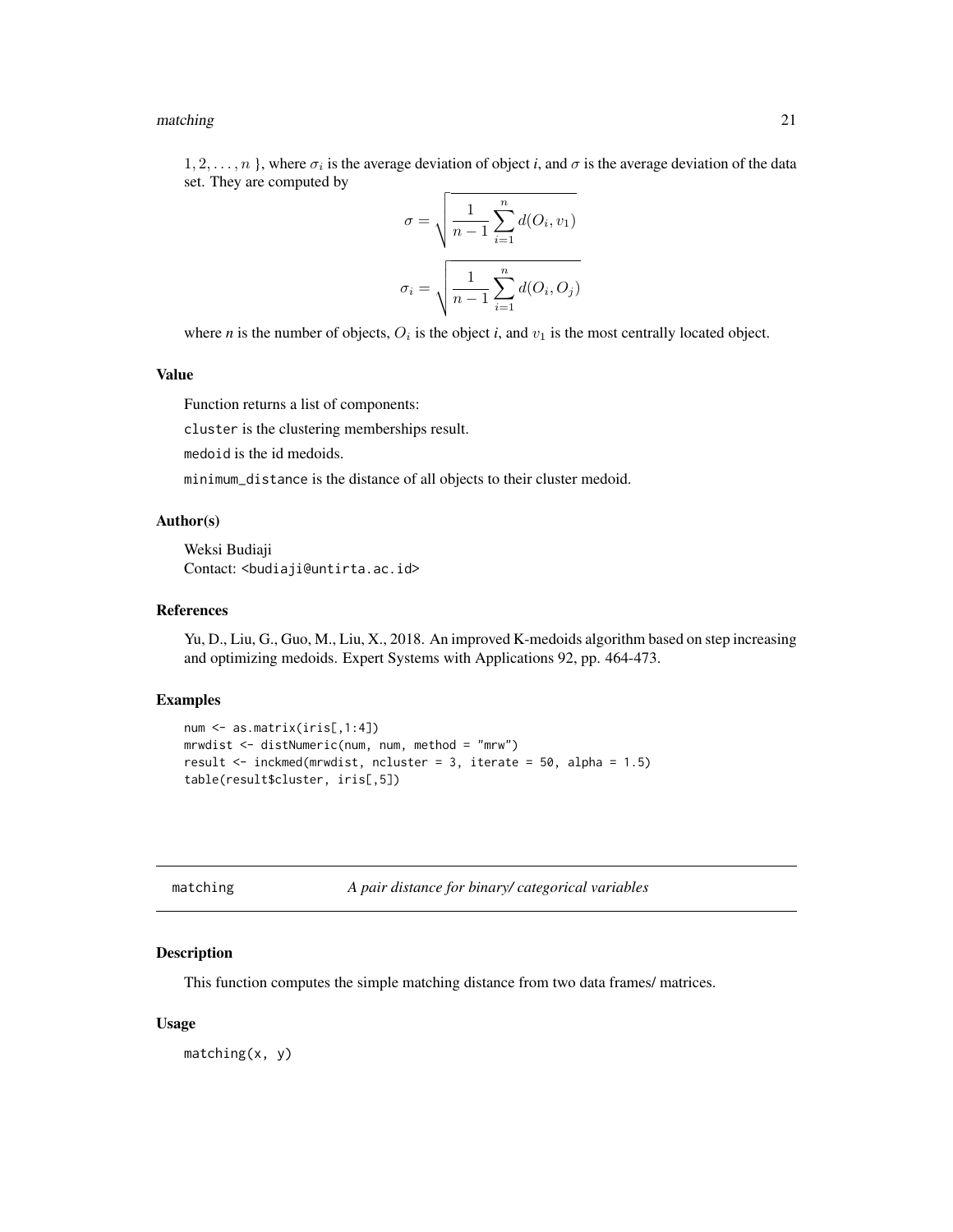$1, 2, \ldots, n$ }, where $\sigma_i$ is the average deviation of object *i*, and $\sigma$ is the average deviation of the data set. They are computed by

$$\sigma = \sqrt{\frac{1}{n-1}\sum_{i=1}^{n} d(O_i, v_1)}$$

$$\sigma_i = \sqrt{\frac{1}{n-1}\sum_{i=1}^{n} d(O_i, O_j)}$$

where *n* is the number of objects, $O_i$ is the object *i*, and $v_1$ is the most centrally located object.

### Value

Function returns a list of components:

`cluster` is the clustering memberships result.

`medoid` is the id medoids.

`minimum_distance` is the distance of all objects to their cluster medoid.

### Author(s)

Weksi Budiaji
Contact: <budiaji@untirta.ac.id>

### References

Yu, D., Liu, G., Guo, M., Liu, X., 2018. An improved K-medoids algorithm based on step increasing and optimizing medoids. Expert Systems with Applications 92, pp. 464-473.

### Examples

```
num <- as.matrix(iris[,1:4])
mrwdist <- distNumeric(num, num, method = "mrw")
result <- inckmed(mrwdist, ncluster = 3, iterate = 50, alpha = 1.5)
table(result$cluster, iris[,5])
```

---

## matching — *A pair distance for binary/ categorical variables*

---

### Description

This function computes the simple matching distance from two data frames/ matrices.

### Usage

```
matching(x, y)
```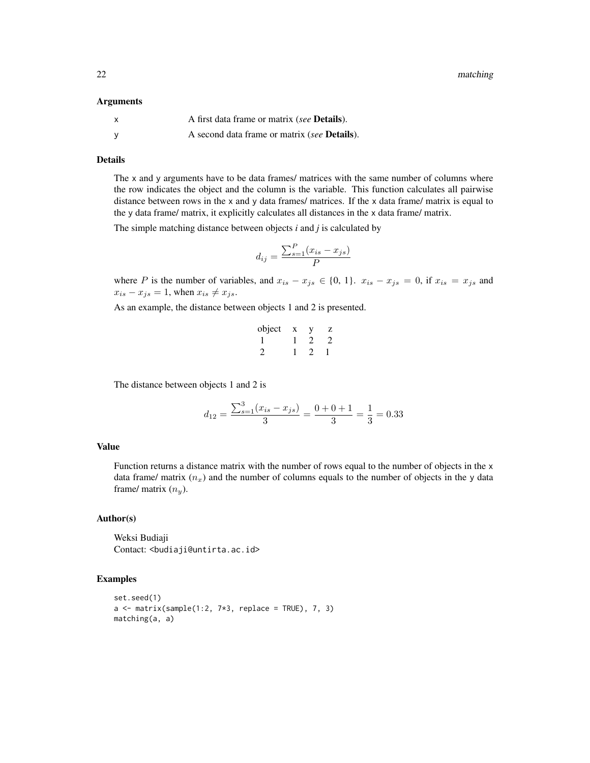### Arguments

| | |
|---|---|
| x | A first data frame or matrix (*see* **Details**). |
| y | A second data frame or matrix (*see* **Details**). |

### Details

The x and y arguments have to be data frames/ matrices with the same number of columns where the row indicates the object and the column is the variable. This function calculates all pairwise distance between rows in the x and y data frames/ matrices. If the x data frame/ matrix is equal to the y data frame/ matrix, it explicitly calculates all distances in the x data frame/ matrix.

The simple matching distance between objects *i* and *j* is calculated by

$$d_{ij} = \frac{\sum_{s=1}^{P} (x_{is} - x_{js})}{P}$$

where $P$ is the number of variables, and $x_{is} - x_{js} \in \{0, 1\}$. $x_{is} - x_{js} = 0$, if $x_{is} = x_{js}$ and $x_{is} - x_{js} = 1$, when $x_{is} \neq x_{js}$.

As an example, the distance between objects 1 and 2 is presented.

| object | x | y | z |
|---|---|---|---|
| 1 | 1 | 2 | 2 |
| 2 | 1 | 2 | 1 |

The distance between objects 1 and 2 is

$$d_{12} = \frac{\sum_{s=1}^{3} (x_{is} - x_{js})}{3} = \frac{0 + 0 + 1}{3} = \frac{1}{3} = 0.33$$

### Value

Function returns a distance matrix with the number of rows equal to the number of objects in the x data frame/ matrix ($n_x$) and the number of columns equals to the number of objects in the y data frame/ matrix ($n_y$).

### Author(s)

Weksi Budiaji
Contact: <budiaji@untirta.ac.id>

### Examples

```
set.seed(1)
a <- matrix(sample(1:2, 7*3, replace = TRUE), 7, 3)
matching(a, a)
```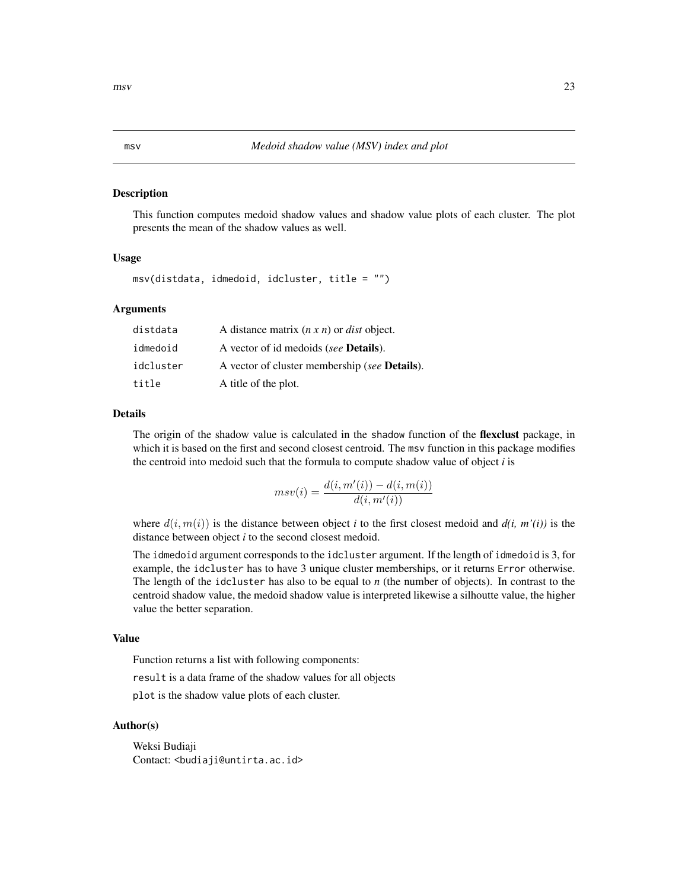# msv — *Medoid shadow value (MSV) index and plot*

## Description

This function computes medoid shadow values and shadow value plots of each cluster. The plot presents the mean of the shadow values as well.

## Usage

```
msv(distdata, idmedoid, idcluster, title = "")
```

## Arguments

| | |
|---|---|
| `distdata` | A distance matrix (*n x n*) or *dist* object. |
| `idmedoid` | A vector of id medoids (*see* **Details**). |
| `idcluster` | A vector of cluster membership (*see* **Details**). |
| `title` | A title of the plot. |

## Details

The origin of the shadow value is calculated in the `shadow` function of the **flexclust** package, in which it is based on the first and second closest centroid. The `msv` function in this package modifies the centroid into medoid such that the formula to compute shadow value of object *i* is

$$msv(i) = \frac{d(i, m'(i)) - d(i, m(i))}{d(i, m'(i))}$$

where $d(i, m(i))$ is the distance between object *i* to the first closest medoid and *d(i, m'(i))* is the distance between object *i* to the second closest medoid.

The `idmedoid` argument corresponds to the `idcluster` argument. If the length of `idmedoid` is 3, for example, the `idcluster` has to have 3 unique cluster memberships, or it returns `Error` otherwise. The length of the `idcluster` has also to be equal to *n* (the number of objects). In contrast to the centroid shadow value, the medoid shadow value is interpreted likewise a silhoutte value, the higher value the better separation.

## Value

Function returns a list with following components:

`result` is a data frame of the shadow values for all objects

`plot` is the shadow value plots of each cluster.

## Author(s)

Weksi Budiaji
Contact: <budiaji@untirta.ac.id>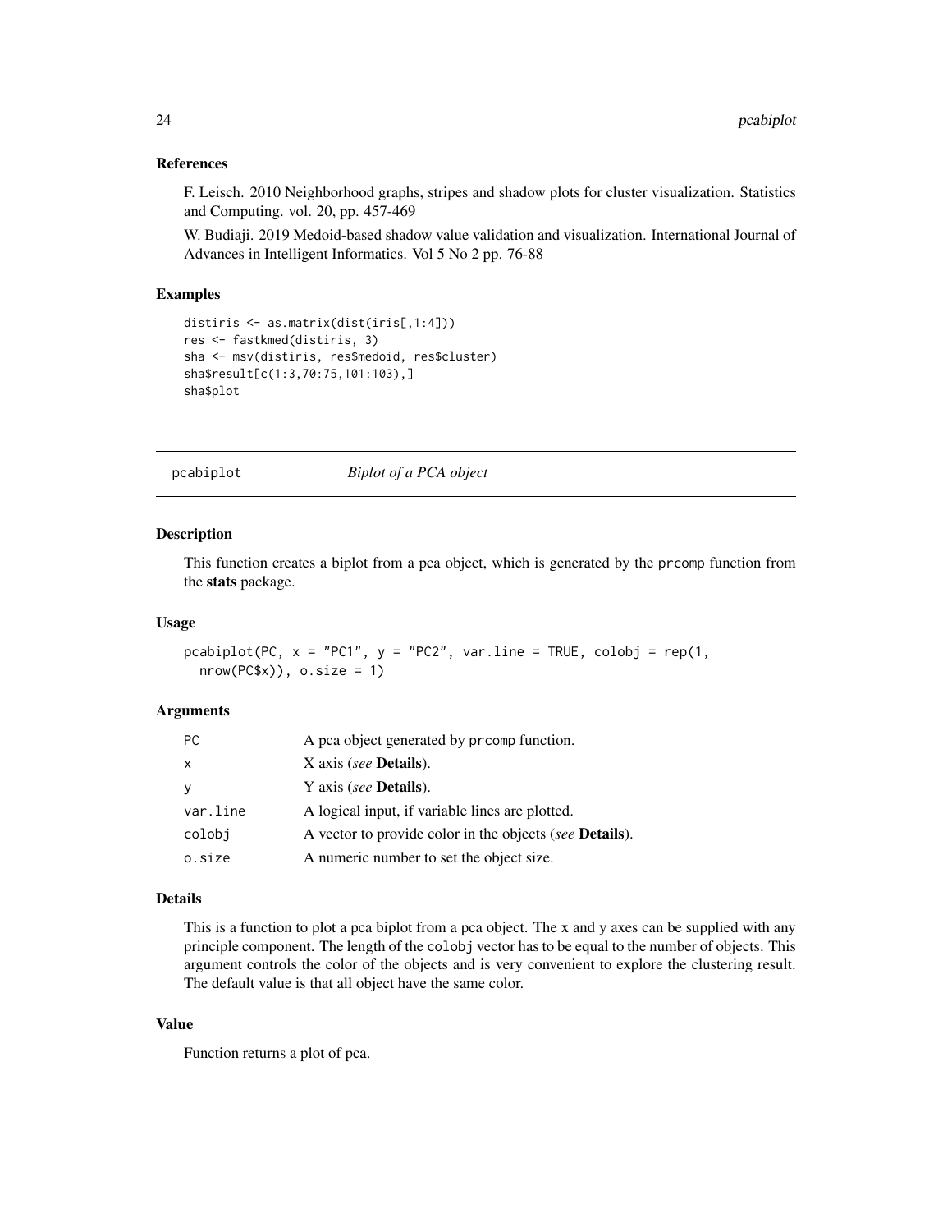### References

F. Leisch. 2010 Neighborhood graphs, stripes and shadow plots for cluster visualization. Statistics and Computing. vol. 20, pp. 457-469

W. Budiaji. 2019 Medoid-based shadow value validation and visualization. International Journal of Advances in Intelligent Informatics. Vol 5 No 2 pp. 76-88

### Examples

```
distiris <- as.matrix(dist(iris[,1:4]))
res <- fastkmed(distiris, 3)
sha <- msv(distiris, res$medoid, res$cluster)
sha$result[c(1:3,70:75,101:103),]
sha$plot
```

---

## pcabiplot *Biplot of a PCA object*

---

### Description

This function creates a biplot from a pca object, which is generated by the prcomp function from the **stats** package.

### Usage

```
pcabiplot(PC, x = "PC1", y = "PC2", var.line = TRUE, colobj = rep(1,
  nrow(PC$x)), o.size = 1)
```

### Arguments

| | |
|---|---|
| PC | A pca object generated by prcomp function. |
| x | X axis (*see* **Details**). |
| y | Y axis (*see* **Details**). |
| var.line | A logical input, if variable lines are plotted. |
| colobj | A vector to provide color in the objects (*see* **Details**). |
| o.size | A numeric number to set the object size. |

### Details

This is a function to plot a pca biplot from a pca object. The x and y axes can be supplied with any principle component. The length of the colobj vector has to be equal to the number of objects. This argument controls the color of the objects and is very convenient to explore the clustering result. The default value is that all object have the same color.

### Value

Function returns a plot of pca.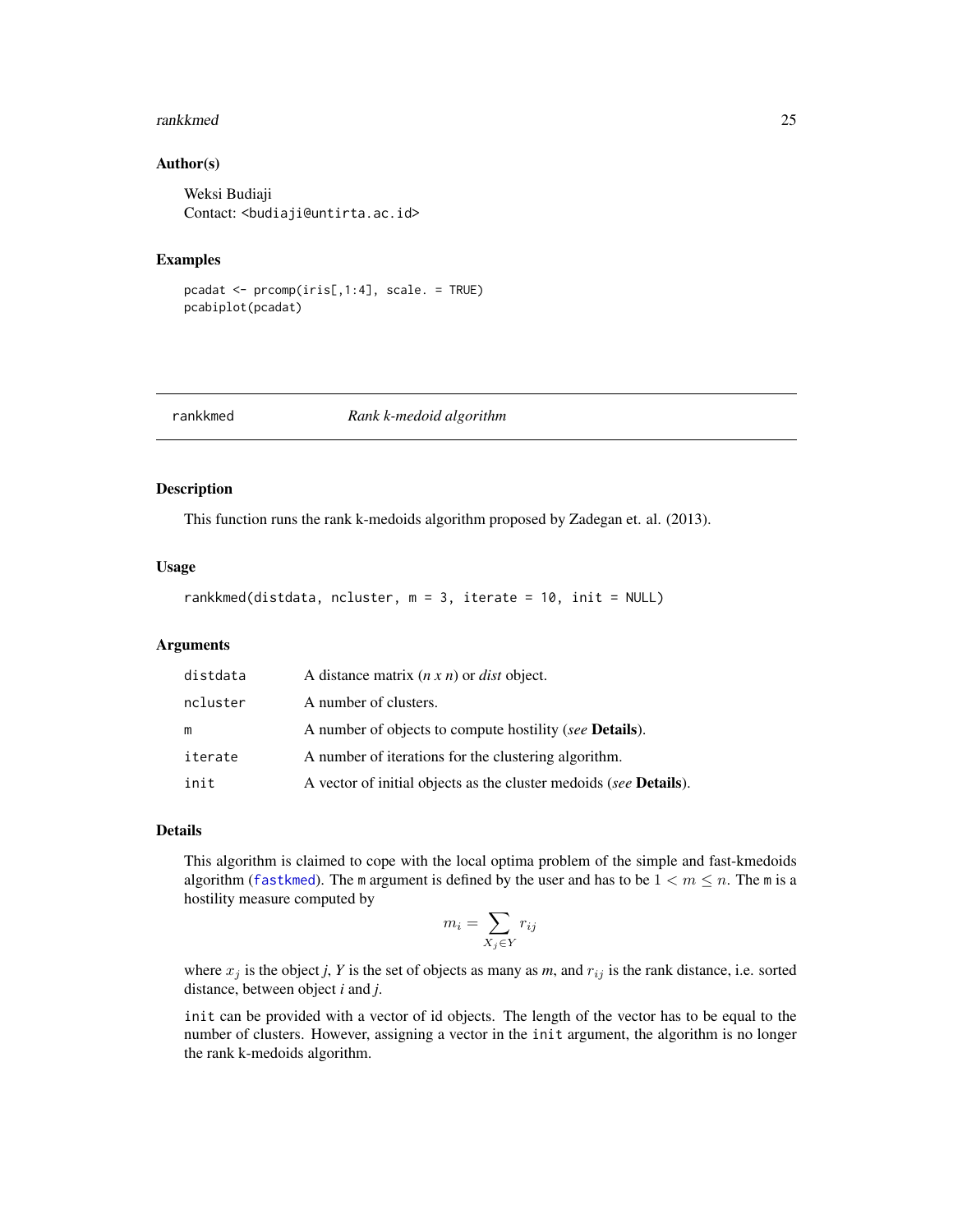### Author(s)

Weksi Budiaji
Contact: <budiaji@untirta.ac.id>

### Examples

```
pcadat <- prcomp(iris[,1:4], scale. = TRUE)
pcabiplot(pcadat)
```

---

## rankkmed — *Rank k-medoid algorithm*

---

### Description

This function runs the rank k-medoids algorithm proposed by Zadegan et. al. (2013).

### Usage

```
rankkmed(distdata, ncluster, m = 3, iterate = 10, init = NULL)
```

### Arguments

| | |
|---|---|
| `distdata` | A distance matrix (*n x n*) or *dist* object. |
| `ncluster` | A number of clusters. |
| `m` | A number of objects to compute hostility (*see* **Details**). |
| `iterate` | A number of iterations for the clustering algorithm. |
| `init` | A vector of initial objects as the cluster medoids (*see* **Details**). |

### Details

This algorithm is claimed to cope with the local optima problem of the simple and fast-kmedoids algorithm (`fastkmed`). The `m` argument is defined by the user and has to be $1 < m \leq n$. The `m` is a hostility measure computed by

$$m_i = \sum_{X_j \in Y} r_{ij}$$

where $x_j$ is the object *j*, *Y* is the set of objects as many as *m*, and $r_{ij}$ is the rank distance, i.e. sorted distance, between object *i* and *j*.

`init` can be provided with a vector of id objects. The length of the vector has to be equal to the number of clusters. However, assigning a vector in the `init` argument, the algorithm is no longer the rank k-medoids algorithm.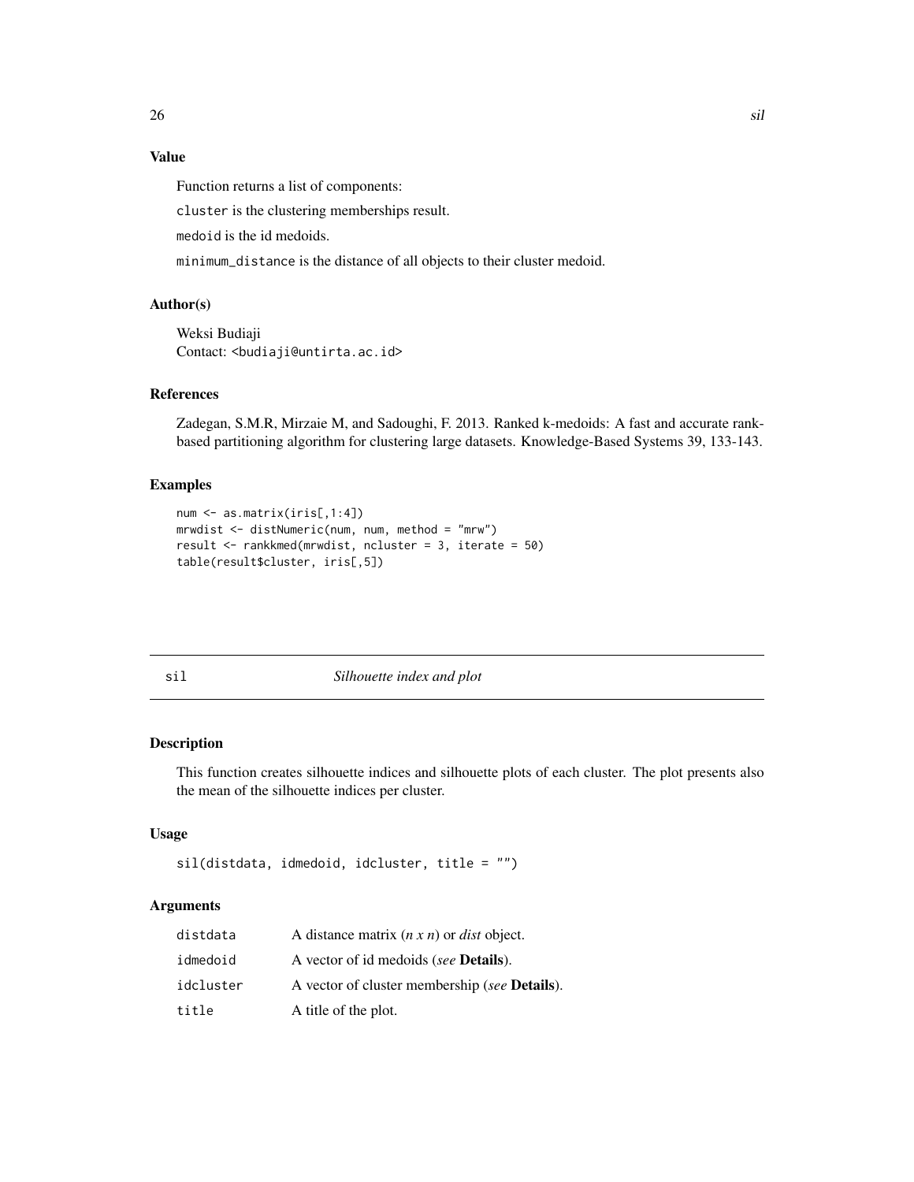## Value

Function returns a list of components:

`cluster` is the clustering memberships result.

`medoid` is the id medoids.

`minimum_distance` is the distance of all objects to their cluster medoid.

## Author(s)

Weksi Budiaji
Contact: <budiaji@untirta.ac.id>

## References

Zadegan, S.M.R, Mirzaie M, and Sadoughi, F. 2013. Ranked k-medoids: A fast and accurate rank-based partitioning algorithm for clustering large datasets. Knowledge-Based Systems 39, 133-143.

## Examples

```
num <- as.matrix(iris[,1:4])
mrwdist <- distNumeric(num, num, method = "mrw")
result <- rankkmed(mrwdist, ncluster = 3, iterate = 50)
table(result$cluster, iris[,5])
```

---

# sil — *Silhouette index and plot*

## Description

This function creates silhouette indices and silhouette plots of each cluster. The plot presents also the mean of the silhouette indices per cluster.

## Usage

```
sil(distdata, idmedoid, idcluster, title = "")
```

## Arguments

| | |
|---|---|
| `distdata` | A distance matrix (*n x n*) or *dist* object. |
| `idmedoid` | A vector of id medoids (*see* **Details**). |
| `idcluster` | A vector of cluster membership (*see* **Details**). |
| `title` | A title of the plot. |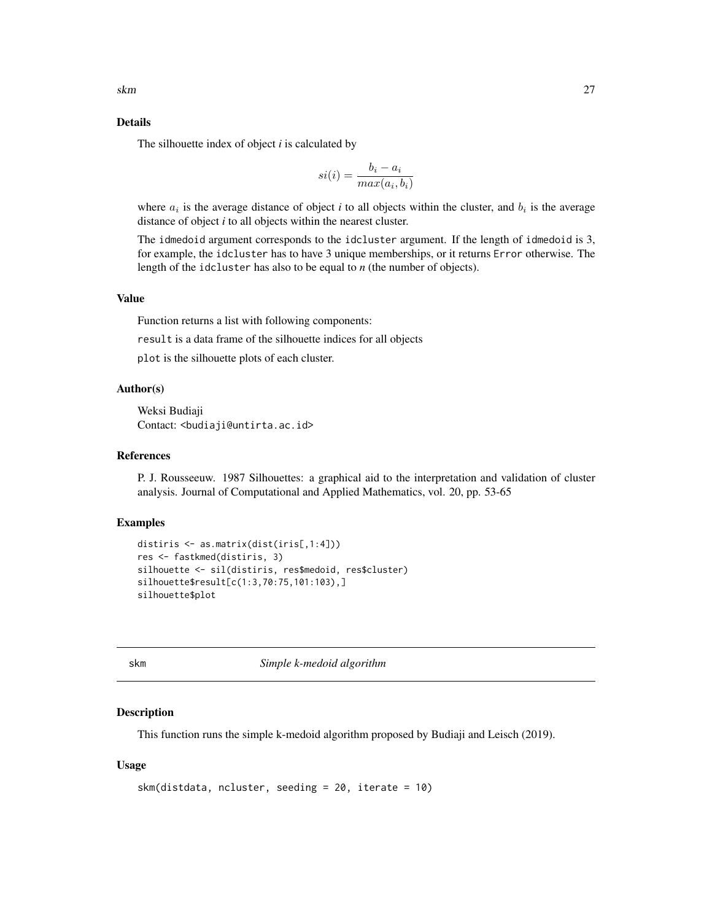### Details

The silhouette index of object *i* is calculated by

$$si(i) = \frac{b_i - a_i}{max(a_i, b_i)}$$

where $a_i$ is the average distance of object *i* to all objects within the cluster, and $b_i$ is the average distance of object *i* to all objects within the nearest cluster.

The `idmedoid` argument corresponds to the `idcluster` argument. If the length of `idmedoid` is 3, for example, the `idcluster` has to have 3 unique memberships, or it returns `Error` otherwise. The length of the `idcluster` has also to be equal to *n* (the number of objects).

### Value

Function returns a list with following components:

`result` is a data frame of the silhouette indices for all objects

`plot` is the silhouette plots of each cluster.

### Author(s)

Weksi Budiaji
Contact: <budiaji@untirta.ac.id>

### References

P. J. Rousseeuw. 1987 Silhouettes: a graphical aid to the interpretation and validation of cluster analysis. Journal of Computational and Applied Mathematics, vol. 20, pp. 53-65

### Examples

```
distiris <- as.matrix(dist(iris[,1:4]))
res <- fastkmed(distiris, 3)
silhouette <- sil(distiris, res$medoid, res$cluster)
silhouette$result[c(1:3,70:75,101:103),]
silhouette$plot
```

---

## skm — *Simple k-medoid algorithm*

---

### Description

This function runs the simple k-medoid algorithm proposed by Budiaji and Leisch (2019).

### Usage

```
skm(distdata, ncluster, seeding = 20, iterate = 10)
```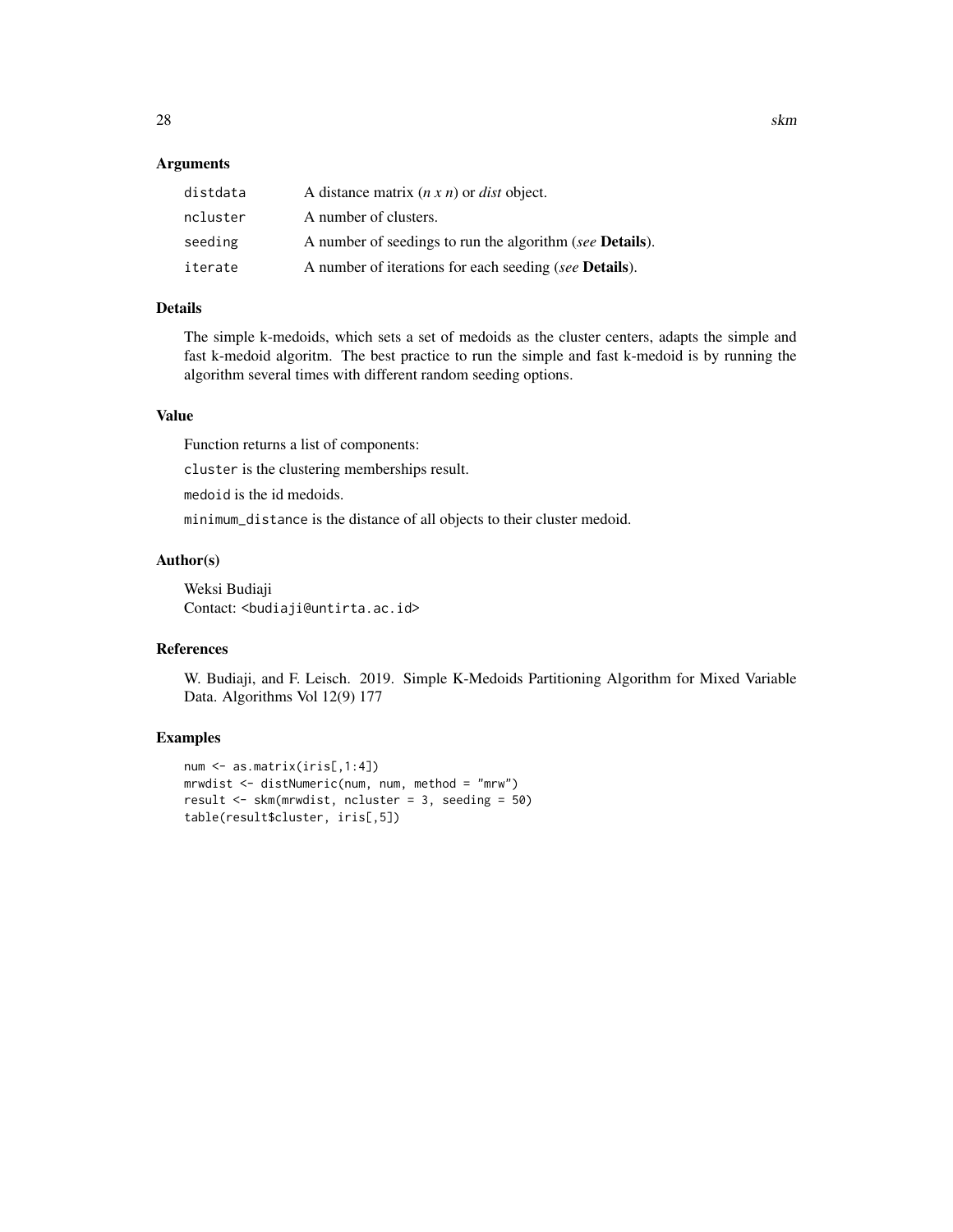## Arguments

| | |
|---|---|
| `distdata` | A distance matrix (*n x n*) or *dist* object. |
| `ncluster` | A number of clusters. |
| `seeding` | A number of seedings to run the algorithm (*see* **Details**). |
| `iterate` | A number of iterations for each seeding (*see* **Details**). |

## Details

The simple k-medoids, which sets a set of medoids as the cluster centers, adapts the simple and fast k-medoid algoritm. The best practice to run the simple and fast k-medoid is by running the algorithm several times with different random seeding options.

## Value

Function returns a list of components:

`cluster` is the clustering memberships result.

`medoid` is the id medoids.

`minimum_distance` is the distance of all objects to their cluster medoid.

## Author(s)

Weksi Budiaji
Contact: `<budiaji@untirta.ac.id>`

## References

W. Budiaji, and F. Leisch. 2019. Simple K-Medoids Partitioning Algorithm for Mixed Variable Data. Algorithms Vol 12(9) 177

## Examples

```
num <- as.matrix(iris[,1:4])
mrwdist <- distNumeric(num, num, method = "mrw")
result <- skm(mrwdist, ncluster = 3, seeding = 50)
table(result$cluster, iris[,5])
```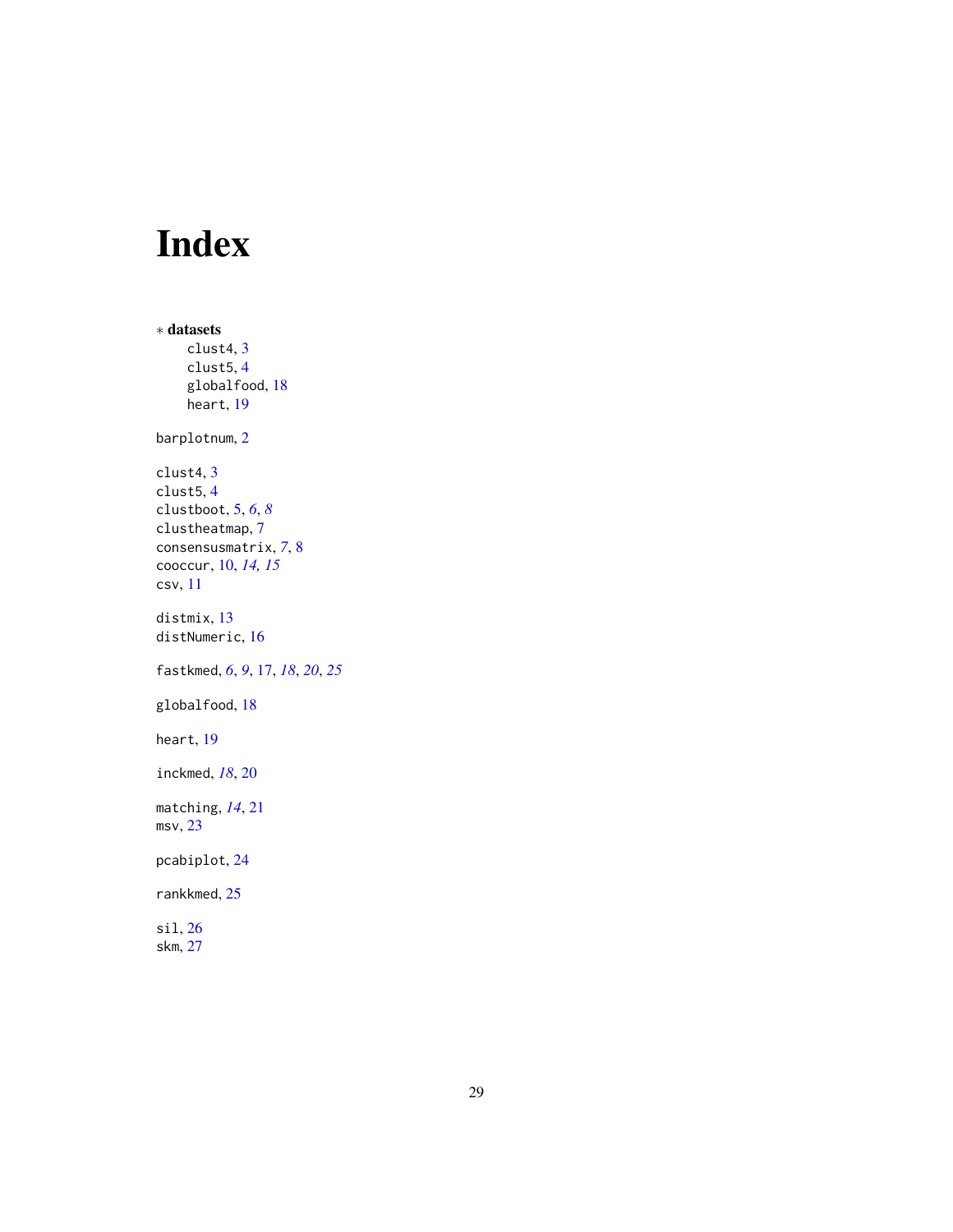# Index

∗ **datasets**

- clust4, 3
- clust5, 4
- globalfood, 18
- heart, 19

barplotnum, 2

clust4, 3
clust5, 4
clustboot, 5, *6*, *8*
clustheatmap, 7
consensusmatrix, *7*, 8
cooccur, 10, *14, 15*
csv, 11

distmix, 13
distNumeric, 16

fastkmed, *6*, *9*, 17, *18*, *20*, *25*

globalfood, 18

heart, 19

inckmed, *18*, 20

matching, *14*, 21
msv, 23

pcabiplot, 24

rankkmed, 25

sil, 26
skm, 27